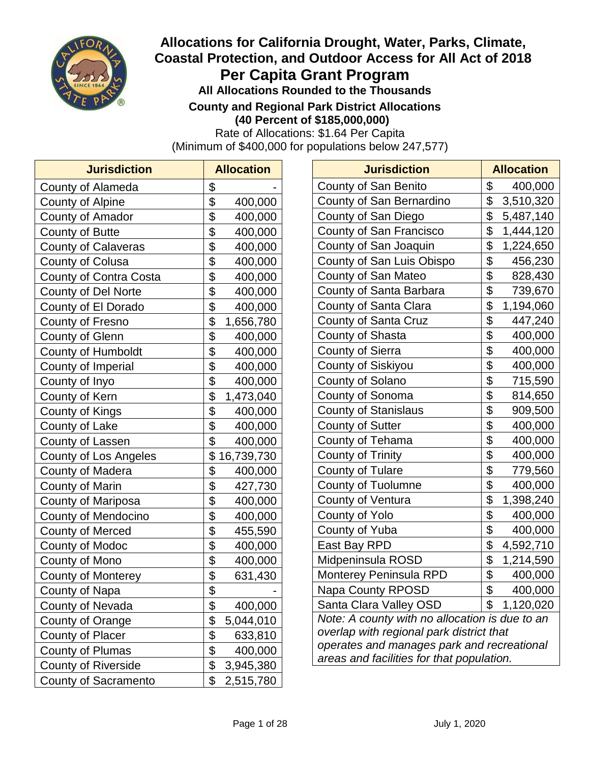# Allocations for California Drought, Water, Parks, Climate, Coastal Protection, and Outdoor Access for All Act of 2018

## Per Capita Grant Program

### All Allocations Rounded to the Thousands

### County and Regional Park District Allocations (40 Percent of $185,000,000)

Rate of Allocations: $1.64 Per Capita
(Minimum of $400,000 for populations below 247,577)

| Jurisdiction | Allocation |
|---|---|
| County of Alameda | $ - |
| County of Alpine | $ 400,000 |
| County of Amador | $ 400,000 |
| County of Butte | $ 400,000 |
| County of Calaveras | $ 400,000 |
| County of Colusa | $ 400,000 |
| County of Contra Costa | $ 400,000 |
| County of Del Norte | $ 400,000 |
| County of El Dorado | $ 400,000 |
| County of Fresno | $ 1,656,780 |
| County of Glenn | $ 400,000 |
| County of Humboldt | $ 400,000 |
| County of Imperial | $ 400,000 |
| County of Inyo | $ 400,000 |
| County of Kern | $ 1,473,040 |
| County of Kings | $ 400,000 |
| County of Lake | $ 400,000 |
| County of Lassen | $ 400,000 |
| County of Los Angeles | $ 16,739,730 |
| County of Madera | $ 400,000 |
| County of Marin | $ 427,730 |
| County of Mariposa | $ 400,000 |
| County of Mendocino | $ 400,000 |
| County of Merced | $ 455,590 |
| County of Modoc | $ 400,000 |
| County of Mono | $ 400,000 |
| County of Monterey | $ 631,430 |
| County of Napa | $ - |
| County of Nevada | $ 400,000 |
| County of Orange | $ 5,044,010 |
| County of Placer | $ 633,810 |
| County of Plumas | $ 400,000 |
| County of Riverside | $ 3,945,380 |
| County of Sacramento | $ 2,515,780 |
| County of San Benito | $ 400,000 |
| County of San Bernardino | $ 3,510,320 |
| County of San Diego | $ 5,487,140 |
| County of San Francisco | $ 1,444,120 |
| County of San Joaquin | $ 1,224,650 |
| County of San Luis Obispo | $ 456,230 |
| County of San Mateo | $ 828,430 |
| County of Santa Barbara | $ 739,670 |
| County of Santa Clara | $ 1,194,060 |
| County of Santa Cruz | $ 447,240 |
| County of Shasta | $ 400,000 |
| County of Sierra | $ 400,000 |
| County of Siskiyou | $ 400,000 |
| County of Solano | $ 715,590 |
| County of Sonoma | $ 814,650 |
| County of Stanislaus | $ 909,500 |
| County of Sutter | $ 400,000 |
| County of Tehama | $ 400,000 |
| County of Trinity | $ 400,000 |
| County of Tulare | $ 779,560 |
| County of Tuolumne | $ 400,000 |
| County of Ventura | $ 1,398,240 |
| County of Yolo | $ 400,000 |
| County of Yuba | $ 400,000 |
| East Bay RPD | $ 4,592,710 |
| Midpeninsula ROSD | $ 1,214,590 |
| Monterey Peninsula RPD | $ 400,000 |
| Napa County RPOSD | $ 400,000 |
| Santa Clara Valley OSD | $ 1,120,020 |

*Note: A county with no allocation is due to an overlap with regional park district that operates and manages park and recreational areas and facilities for that population.*

July 1, 2020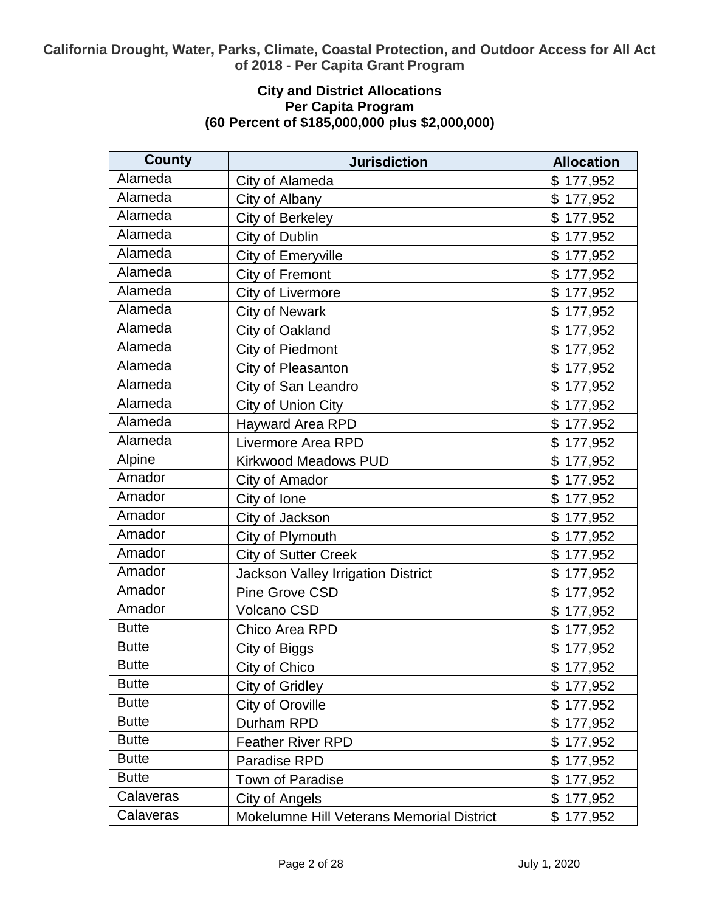**California Drought, Water, Parks, Climate, Coastal Protection, and Outdoor Access for All Act of 2018 - Per Capita Grant Program**

**City and District Allocations**
**Per Capita Program**
**(60 Percent of $185,000,000 plus $2,000,000)**

| County | Jurisdiction | Allocation |
|---|---|---|
| Alameda | City of Alameda | $ 177,952 |
| Alameda | City of Albany | $ 177,952 |
| Alameda | City of Berkeley | $ 177,952 |
| Alameda | City of Dublin | $ 177,952 |
| Alameda | City of Emeryville | $ 177,952 |
| Alameda | City of Fremont | $ 177,952 |
| Alameda | City of Livermore | $ 177,952 |
| Alameda | City of Newark | $ 177,952 |
| Alameda | City of Oakland | $ 177,952 |
| Alameda | City of Piedmont | $ 177,952 |
| Alameda | City of Pleasanton | $ 177,952 |
| Alameda | City of San Leandro | $ 177,952 |
| Alameda | City of Union City | $ 177,952 |
| Alameda | Hayward Area RPD | $ 177,952 |
| Alameda | Livermore Area RPD | $ 177,952 |
| Alpine | Kirkwood Meadows PUD | $ 177,952 |
| Amador | City of Amador | $ 177,952 |
| Amador | City of Ione | $ 177,952 |
| Amador | City of Jackson | $ 177,952 |
| Amador | City of Plymouth | $ 177,952 |
| Amador | City of Sutter Creek | $ 177,952 |
| Amador | Jackson Valley Irrigation District | $ 177,952 |
| Amador | Pine Grove CSD | $ 177,952 |
| Amador | Volcano CSD | $ 177,952 |
| Butte | Chico Area RPD | $ 177,952 |
| Butte | City of Biggs | $ 177,952 |
| Butte | City of Chico | $ 177,952 |
| Butte | City of Gridley | $ 177,952 |
| Butte | City of Oroville | $ 177,952 |
| Butte | Durham RPD | $ 177,952 |
| Butte | Feather River RPD | $ 177,952 |
| Butte | Paradise RPD | $ 177,952 |
| Butte | Town of Paradise | $ 177,952 |
| Calaveras | City of Angels | $ 177,952 |
| Calaveras | Mokelumne Hill Veterans Memorial District | $ 177,952 |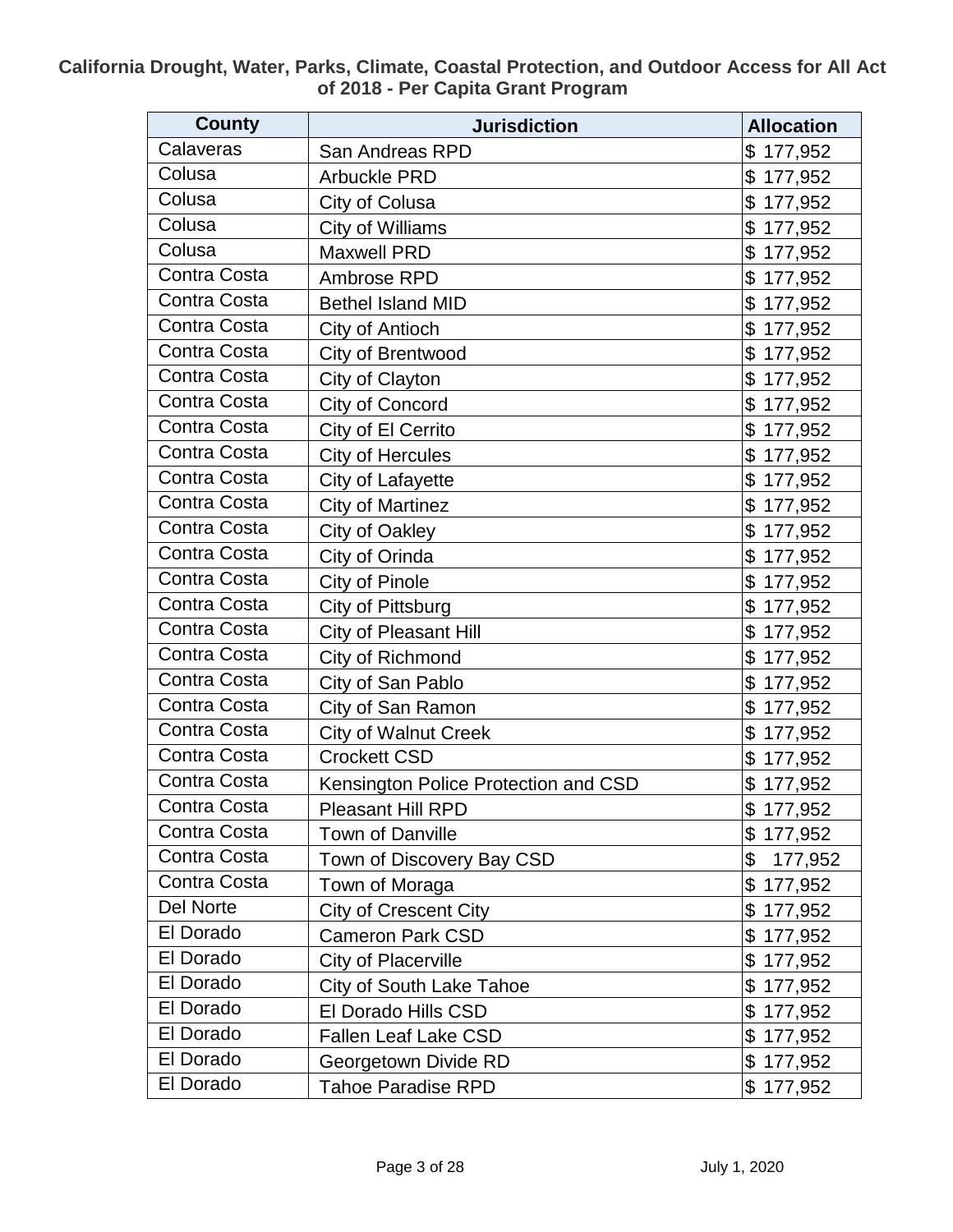**California Drought, Water, Parks, Climate, Coastal Protection, and Outdoor Access for All Act of 2018 - Per Capita Grant Program**

| County | Jurisdiction | Allocation |
|---|---|---|
| Calaveras | San Andreas RPD | $ 177,952 |
| Colusa | Arbuckle PRD | $ 177,952 |
| Colusa | City of Colusa | $ 177,952 |
| Colusa | City of Williams | $ 177,952 |
| Colusa | Maxwell PRD | $ 177,952 |
| Contra Costa | Ambrose RPD | $ 177,952 |
| Contra Costa | Bethel Island MID | $ 177,952 |
| Contra Costa | City of Antioch | $ 177,952 |
| Contra Costa | City of Brentwood | $ 177,952 |
| Contra Costa | City of Clayton | $ 177,952 |
| Contra Costa | City of Concord | $ 177,952 |
| Contra Costa | City of El Cerrito | $ 177,952 |
| Contra Costa | City of Hercules | $ 177,952 |
| Contra Costa | City of Lafayette | $ 177,952 |
| Contra Costa | City of Martinez | $ 177,952 |
| Contra Costa | City of Oakley | $ 177,952 |
| Contra Costa | City of Orinda | $ 177,952 |
| Contra Costa | City of Pinole | $ 177,952 |
| Contra Costa | City of Pittsburg | $ 177,952 |
| Contra Costa | City of Pleasant Hill | $ 177,952 |
| Contra Costa | City of Richmond | $ 177,952 |
| Contra Costa | City of San Pablo | $ 177,952 |
| Contra Costa | City of San Ramon | $ 177,952 |
| Contra Costa | City of Walnut Creek | $ 177,952 |
| Contra Costa | Crockett CSD | $ 177,952 |
| Contra Costa | Kensington Police Protection and CSD | $ 177,952 |
| Contra Costa | Pleasant Hill RPD | $ 177,952 |
| Contra Costa | Town of Danville | $ 177,952 |
| Contra Costa | Town of Discovery Bay CSD | $ 177,952 |
| Contra Costa | Town of Moraga | $ 177,952 |
| Del Norte | City of Crescent City | $ 177,952 |
| El Dorado | Cameron Park CSD | $ 177,952 |
| El Dorado | City of Placerville | $ 177,952 |
| El Dorado | City of South Lake Tahoe | $ 177,952 |
| El Dorado | El Dorado Hills CSD | $ 177,952 |
| El Dorado | Fallen Leaf Lake CSD | $ 177,952 |
| El Dorado | Georgetown Divide RD | $ 177,952 |
| El Dorado | Tahoe Paradise RPD | $ 177,952 |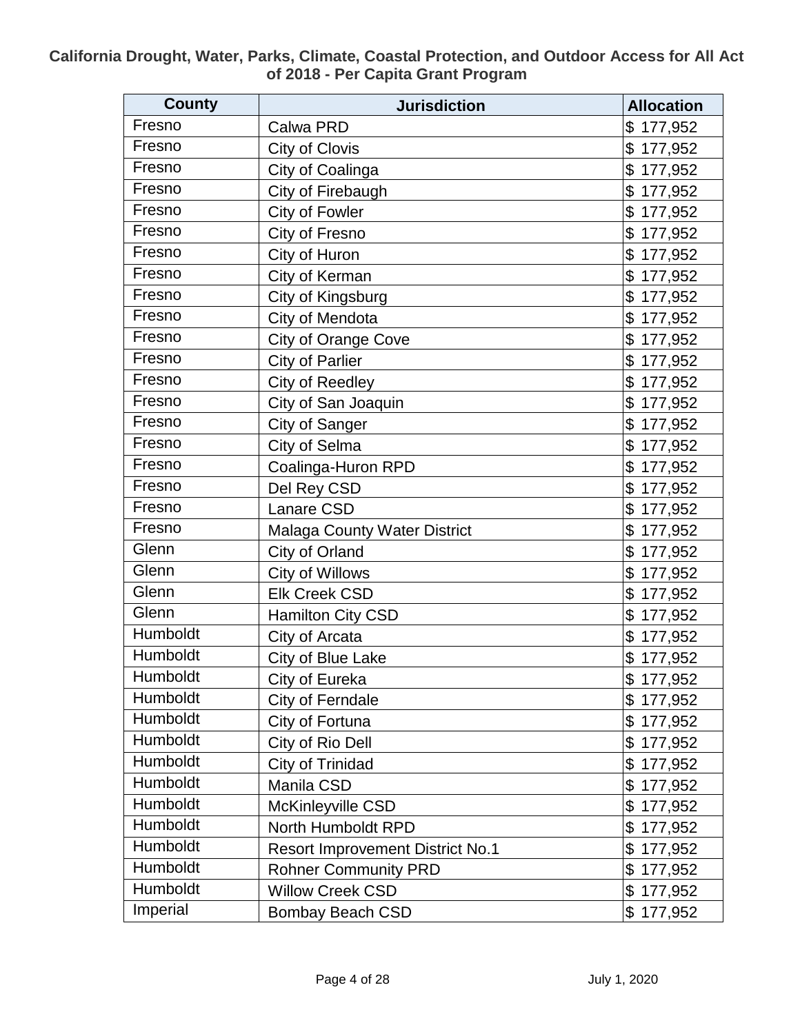**California Drought, Water, Parks, Climate, Coastal Protection, and Outdoor Access for All Act of 2018 - Per Capita Grant Program**

| County | Jurisdiction | Allocation |
|---|---|---|
| Fresno | Calwa PRD | $ 177,952 |
| Fresno | City of Clovis | $ 177,952 |
| Fresno | City of Coalinga | $ 177,952 |
| Fresno | City of Firebaugh | $ 177,952 |
| Fresno | City of Fowler | $ 177,952 |
| Fresno | City of Fresno | $ 177,952 |
| Fresno | City of Huron | $ 177,952 |
| Fresno | City of Kerman | $ 177,952 |
| Fresno | City of Kingsburg | $ 177,952 |
| Fresno | City of Mendota | $ 177,952 |
| Fresno | City of Orange Cove | $ 177,952 |
| Fresno | City of Parlier | $ 177,952 |
| Fresno | City of Reedley | $ 177,952 |
| Fresno | City of San Joaquin | $ 177,952 |
| Fresno | City of Sanger | $ 177,952 |
| Fresno | City of Selma | $ 177,952 |
| Fresno | Coalinga-Huron RPD | $ 177,952 |
| Fresno | Del Rey CSD | $ 177,952 |
| Fresno | Lanare CSD | $ 177,952 |
| Fresno | Malaga County Water District | $ 177,952 |
| Glenn | City of Orland | $ 177,952 |
| Glenn | City of Willows | $ 177,952 |
| Glenn | Elk Creek CSD | $ 177,952 |
| Glenn | Hamilton City CSD | $ 177,952 |
| Humboldt | City of Arcata | $ 177,952 |
| Humboldt | City of Blue Lake | $ 177,952 |
| Humboldt | City of Eureka | $ 177,952 |
| Humboldt | City of Ferndale | $ 177,952 |
| Humboldt | City of Fortuna | $ 177,952 |
| Humboldt | City of Rio Dell | $ 177,952 |
| Humboldt | City of Trinidad | $ 177,952 |
| Humboldt | Manila CSD | $ 177,952 |
| Humboldt | McKinleyville CSD | $ 177,952 |
| Humboldt | North Humboldt RPD | $ 177,952 |
| Humboldt | Resort Improvement District No.1 | $ 177,952 |
| Humboldt | Rohner Community PRD | $ 177,952 |
| Humboldt | Willow Creek CSD | $ 177,952 |
| Imperial | Bombay Beach CSD | $ 177,952 |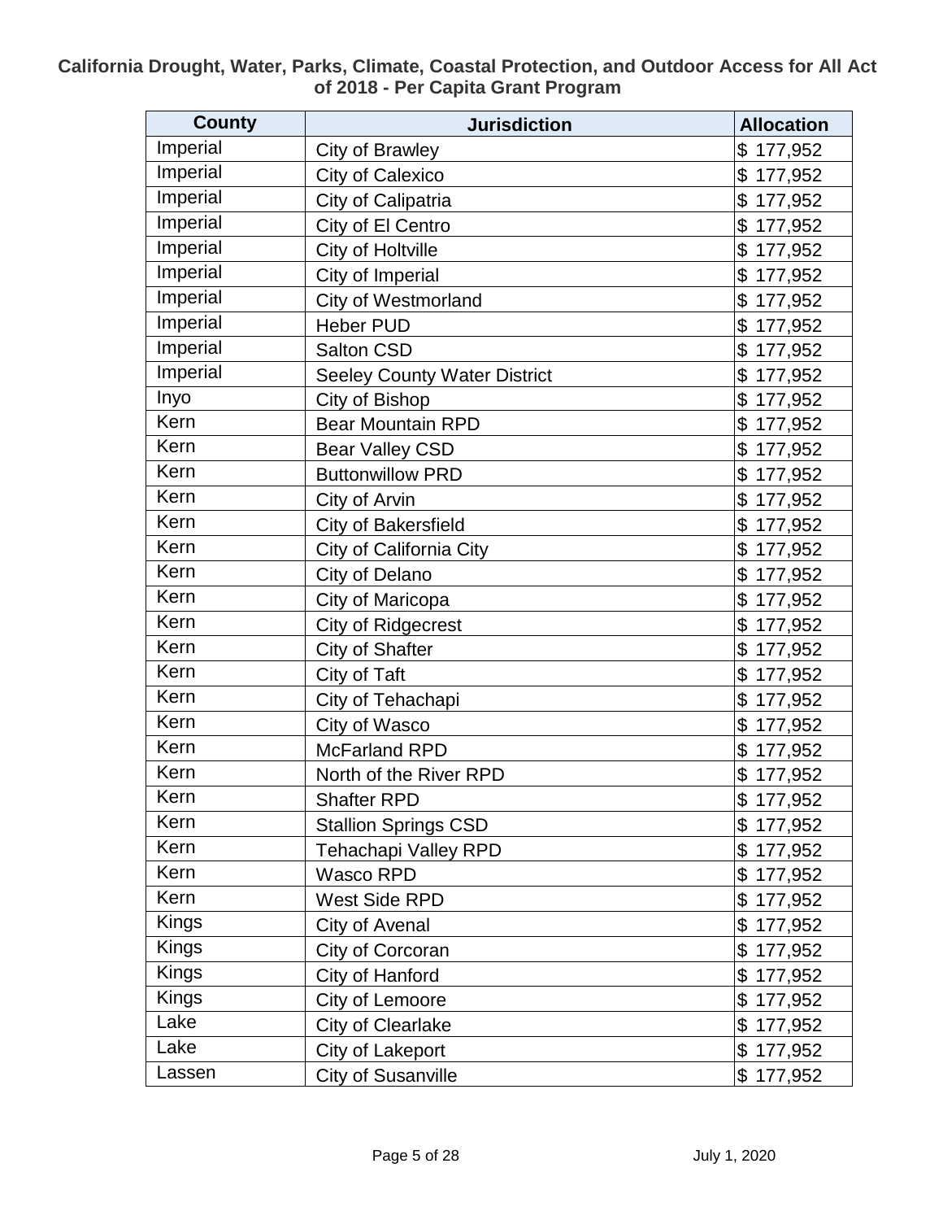**California Drought, Water, Parks, Climate, Coastal Protection, and Outdoor Access for All Act of 2018 - Per Capita Grant Program**

| County | Jurisdiction | Allocation |
|---|---|---|
| Imperial | City of Brawley | $ 177,952 |
| Imperial | City of Calexico | $ 177,952 |
| Imperial | City of Calipatria | $ 177,952 |
| Imperial | City of El Centro | $ 177,952 |
| Imperial | City of Holtville | $ 177,952 |
| Imperial | City of Imperial | $ 177,952 |
| Imperial | City of Westmorland | $ 177,952 |
| Imperial | Heber PUD | $ 177,952 |
| Imperial | Salton CSD | $ 177,952 |
| Imperial | Seeley County Water District | $ 177,952 |
| Inyo | City of Bishop | $ 177,952 |
| Kern | Bear Mountain RPD | $ 177,952 |
| Kern | Bear Valley CSD | $ 177,952 |
| Kern | Buttonwillow PRD | $ 177,952 |
| Kern | City of Arvin | $ 177,952 |
| Kern | City of Bakersfield | $ 177,952 |
| Kern | City of California City | $ 177,952 |
| Kern | City of Delano | $ 177,952 |
| Kern | City of Maricopa | $ 177,952 |
| Kern | City of Ridgecrest | $ 177,952 |
| Kern | City of Shafter | $ 177,952 |
| Kern | City of Taft | $ 177,952 |
| Kern | City of Tehachapi | $ 177,952 |
| Kern | City of Wasco | $ 177,952 |
| Kern | McFarland RPD | $ 177,952 |
| Kern | North of the River RPD | $ 177,952 |
| Kern | Shafter RPD | $ 177,952 |
| Kern | Stallion Springs CSD | $ 177,952 |
| Kern | Tehachapi Valley RPD | $ 177,952 |
| Kern | Wasco RPD | $ 177,952 |
| Kern | West Side RPD | $ 177,952 |
| Kings | City of Avenal | $ 177,952 |
| Kings | City of Corcoran | $ 177,952 |
| Kings | City of Hanford | $ 177,952 |
| Kings | City of Lemoore | $ 177,952 |
| Lake | City of Clearlake | $ 177,952 |
| Lake | City of Lakeport | $ 177,952 |
| Lassen | City of Susanville | $ 177,952 |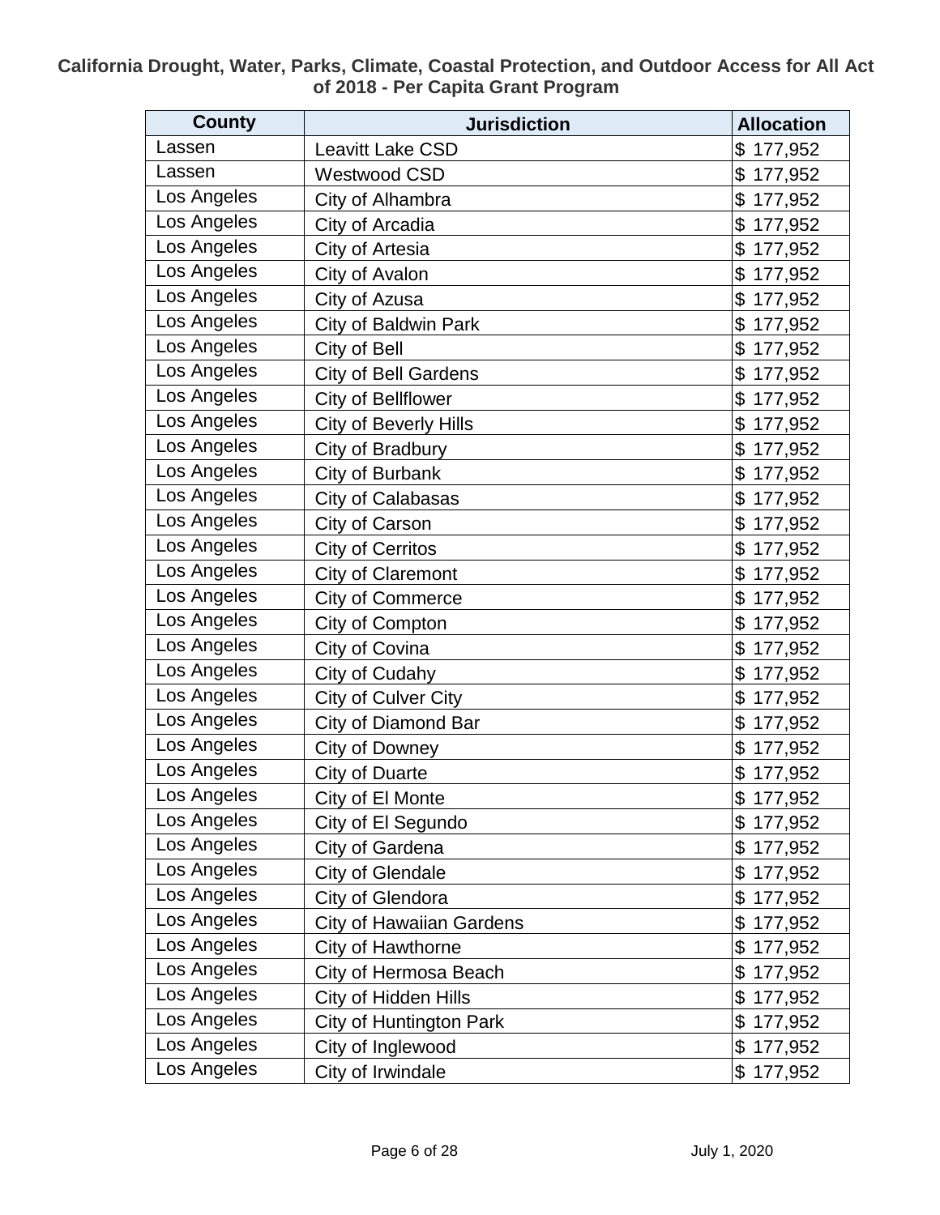**California Drought, Water, Parks, Climate, Coastal Protection, and Outdoor Access for All Act of 2018 - Per Capita Grant Program**

| County | Jurisdiction | Allocation |
|---|---|---|
| Lassen | Leavitt Lake CSD | $ 177,952 |
| Lassen | Westwood CSD | $ 177,952 |
| Los Angeles | City of Alhambra | $ 177,952 |
| Los Angeles | City of Arcadia | $ 177,952 |
| Los Angeles | City of Artesia | $ 177,952 |
| Los Angeles | City of Avalon | $ 177,952 |
| Los Angeles | City of Azusa | $ 177,952 |
| Los Angeles | City of Baldwin Park | $ 177,952 |
| Los Angeles | City of Bell | $ 177,952 |
| Los Angeles | City of Bell Gardens | $ 177,952 |
| Los Angeles | City of Bellflower | $ 177,952 |
| Los Angeles | City of Beverly Hills | $ 177,952 |
| Los Angeles | City of Bradbury | $ 177,952 |
| Los Angeles | City of Burbank | $ 177,952 |
| Los Angeles | City of Calabasas | $ 177,952 |
| Los Angeles | City of Carson | $ 177,952 |
| Los Angeles | City of Cerritos | $ 177,952 |
| Los Angeles | City of Claremont | $ 177,952 |
| Los Angeles | City of Commerce | $ 177,952 |
| Los Angeles | City of Compton | $ 177,952 |
| Los Angeles | City of Covina | $ 177,952 |
| Los Angeles | City of Cudahy | $ 177,952 |
| Los Angeles | City of Culver City | $ 177,952 |
| Los Angeles | City of Diamond Bar | $ 177,952 |
| Los Angeles | City of Downey | $ 177,952 |
| Los Angeles | City of Duarte | $ 177,952 |
| Los Angeles | City of El Monte | $ 177,952 |
| Los Angeles | City of El Segundo | $ 177,952 |
| Los Angeles | City of Gardena | $ 177,952 |
| Los Angeles | City of Glendale | $ 177,952 |
| Los Angeles | City of Glendora | $ 177,952 |
| Los Angeles | City of Hawaiian Gardens | $ 177,952 |
| Los Angeles | City of Hawthorne | $ 177,952 |
| Los Angeles | City of Hermosa Beach | $ 177,952 |
| Los Angeles | City of Hidden Hills | $ 177,952 |
| Los Angeles | City of Huntington Park | $ 177,952 |
| Los Angeles | City of Inglewood | $ 177,952 |
| Los Angeles | City of Irwindale | $ 177,952 |

July 1, 2020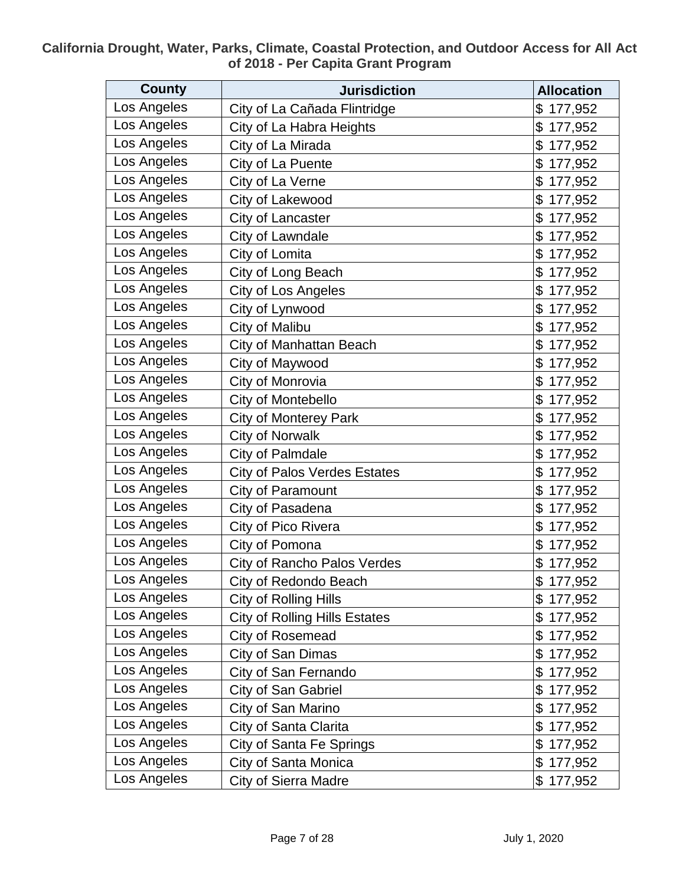**California Drought, Water, Parks, Climate, Coastal Protection, and Outdoor Access for All Act of 2018 - Per Capita Grant Program**

| County | Jurisdiction | Allocation |
|---|---|---|
| Los Angeles | City of La Cañada Flintridge | $ 177,952 |
| Los Angeles | City of La Habra Heights | $ 177,952 |
| Los Angeles | City of La Mirada | $ 177,952 |
| Los Angeles | City of La Puente | $ 177,952 |
| Los Angeles | City of La Verne | $ 177,952 |
| Los Angeles | City of Lakewood | $ 177,952 |
| Los Angeles | City of Lancaster | $ 177,952 |
| Los Angeles | City of Lawndale | $ 177,952 |
| Los Angeles | City of Lomita | $ 177,952 |
| Los Angeles | City of Long Beach | $ 177,952 |
| Los Angeles | City of Los Angeles | $ 177,952 |
| Los Angeles | City of Lynwood | $ 177,952 |
| Los Angeles | City of Malibu | $ 177,952 |
| Los Angeles | City of Manhattan Beach | $ 177,952 |
| Los Angeles | City of Maywood | $ 177,952 |
| Los Angeles | City of Monrovia | $ 177,952 |
| Los Angeles | City of Montebello | $ 177,952 |
| Los Angeles | City of Monterey Park | $ 177,952 |
| Los Angeles | City of Norwalk | $ 177,952 |
| Los Angeles | City of Palmdale | $ 177,952 |
| Los Angeles | City of Palos Verdes Estates | $ 177,952 |
| Los Angeles | City of Paramount | $ 177,952 |
| Los Angeles | City of Pasadena | $ 177,952 |
| Los Angeles | City of Pico Rivera | $ 177,952 |
| Los Angeles | City of Pomona | $ 177,952 |
| Los Angeles | City of Rancho Palos Verdes | $ 177,952 |
| Los Angeles | City of Redondo Beach | $ 177,952 |
| Los Angeles | City of Rolling Hills | $ 177,952 |
| Los Angeles | City of Rolling Hills Estates | $ 177,952 |
| Los Angeles | City of Rosemead | $ 177,952 |
| Los Angeles | City of San Dimas | $ 177,952 |
| Los Angeles | City of San Fernando | $ 177,952 |
| Los Angeles | City of San Gabriel | $ 177,952 |
| Los Angeles | City of San Marino | $ 177,952 |
| Los Angeles | City of Santa Clarita | $ 177,952 |
| Los Angeles | City of Santa Fe Springs | $ 177,952 |
| Los Angeles | City of Santa Monica | $ 177,952 |
| Los Angeles | City of Sierra Madre | $ 177,952 |

July 1, 2020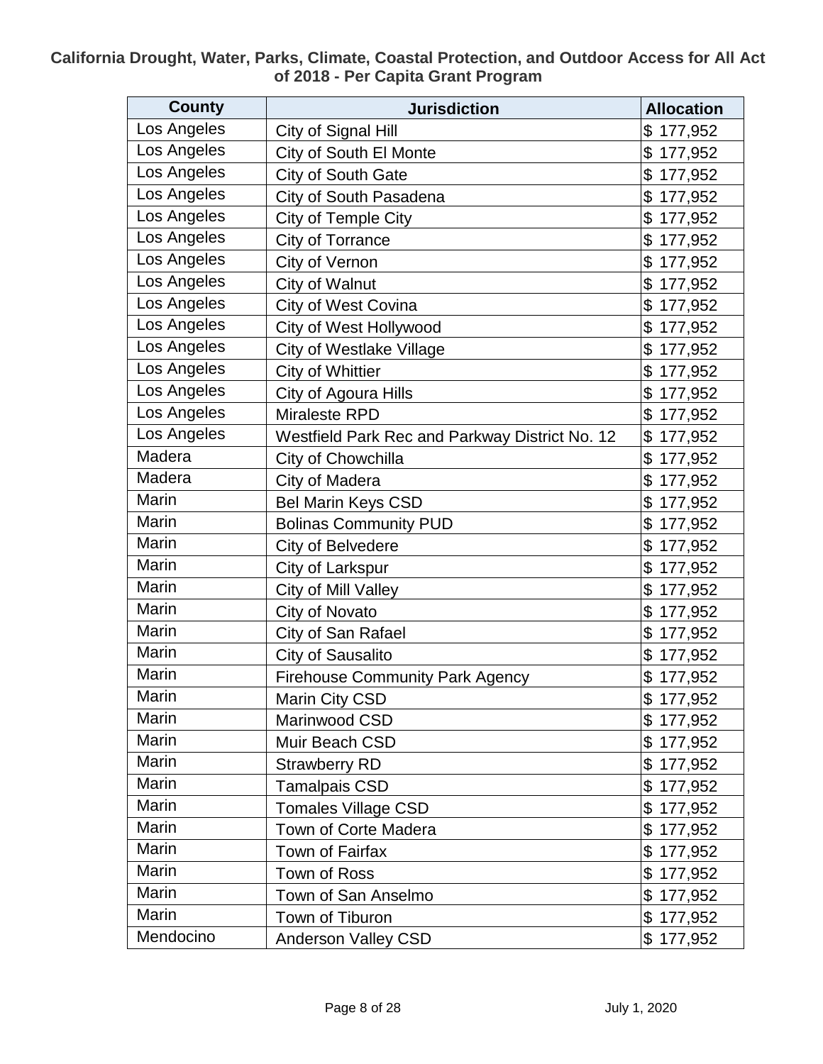**California Drought, Water, Parks, Climate, Coastal Protection, and Outdoor Access for All Act of 2018 - Per Capita Grant Program**

| County | Jurisdiction | Allocation |
| --- | --- | --- |
| Los Angeles | City of Signal Hill | $ 177,952 |
| Los Angeles | City of South El Monte | $ 177,952 |
| Los Angeles | City of South Gate | $ 177,952 |
| Los Angeles | City of South Pasadena | $ 177,952 |
| Los Angeles | City of Temple City | $ 177,952 |
| Los Angeles | City of Torrance | $ 177,952 |
| Los Angeles | City of Vernon | $ 177,952 |
| Los Angeles | City of Walnut | $ 177,952 |
| Los Angeles | City of West Covina | $ 177,952 |
| Los Angeles | City of West Hollywood | $ 177,952 |
| Los Angeles | City of Westlake Village | $ 177,952 |
| Los Angeles | City of Whittier | $ 177,952 |
| Los Angeles | City of Agoura Hills | $ 177,952 |
| Los Angeles | Miraleste RPD | $ 177,952 |
| Los Angeles | Westfield Park Rec and Parkway District No. 12 | $ 177,952 |
| Madera | City of Chowchilla | $ 177,952 |
| Madera | City of Madera | $ 177,952 |
| Marin | Bel Marin Keys CSD | $ 177,952 |
| Marin | Bolinas Community PUD | $ 177,952 |
| Marin | City of Belvedere | $ 177,952 |
| Marin | City of Larkspur | $ 177,952 |
| Marin | City of Mill Valley | $ 177,952 |
| Marin | City of Novato | $ 177,952 |
| Marin | City of San Rafael | $ 177,952 |
| Marin | City of Sausalito | $ 177,952 |
| Marin | Firehouse Community Park Agency | $ 177,952 |
| Marin | Marin City CSD | $ 177,952 |
| Marin | Marinwood CSD | $ 177,952 |
| Marin | Muir Beach CSD | $ 177,952 |
| Marin | Strawberry RD | $ 177,952 |
| Marin | Tamalpais CSD | $ 177,952 |
| Marin | Tomales Village CSD | $ 177,952 |
| Marin | Town of Corte Madera | $ 177,952 |
| Marin | Town of Fairfax | $ 177,952 |
| Marin | Town of Ross | $ 177,952 |
| Marin | Town of San Anselmo | $ 177,952 |
| Marin | Town of Tiburon | $ 177,952 |
| Mendocino | Anderson Valley CSD | $ 177,952 |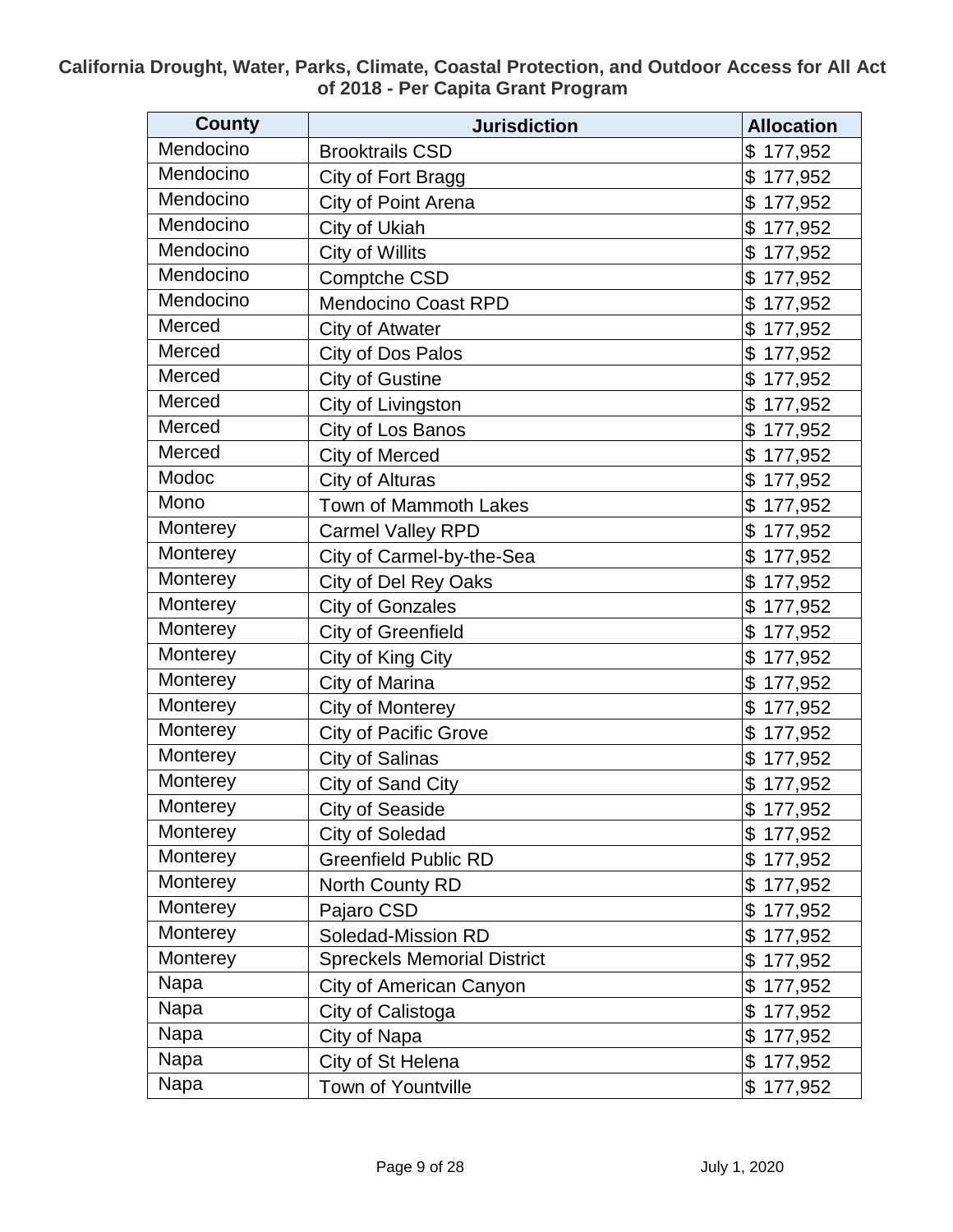**California Drought, Water, Parks, Climate, Coastal Protection, and Outdoor Access for All Act of 2018 - Per Capita Grant Program**

| County | Jurisdiction | Allocation |
|---|---|---|
| Mendocino | Brooktrails CSD | $ 177,952 |
| Mendocino | City of Fort Bragg | $ 177,952 |
| Mendocino | City of Point Arena | $ 177,952 |
| Mendocino | City of Ukiah | $ 177,952 |
| Mendocino | City of Willits | $ 177,952 |
| Mendocino | Comptche CSD | $ 177,952 |
| Mendocino | Mendocino Coast RPD | $ 177,952 |
| Merced | City of Atwater | $ 177,952 |
| Merced | City of Dos Palos | $ 177,952 |
| Merced | City of Gustine | $ 177,952 |
| Merced | City of Livingston | $ 177,952 |
| Merced | City of Los Banos | $ 177,952 |
| Merced | City of Merced | $ 177,952 |
| Modoc | City of Alturas | $ 177,952 |
| Mono | Town of Mammoth Lakes | $ 177,952 |
| Monterey | Carmel Valley RPD | $ 177,952 |
| Monterey | City of Carmel-by-the-Sea | $ 177,952 |
| Monterey | City of Del Rey Oaks | $ 177,952 |
| Monterey | City of Gonzales | $ 177,952 |
| Monterey | City of Greenfield | $ 177,952 |
| Monterey | City of King City | $ 177,952 |
| Monterey | City of Marina | $ 177,952 |
| Monterey | City of Monterey | $ 177,952 |
| Monterey | City of Pacific Grove | $ 177,952 |
| Monterey | City of Salinas | $ 177,952 |
| Monterey | City of Sand City | $ 177,952 |
| Monterey | City of Seaside | $ 177,952 |
| Monterey | City of Soledad | $ 177,952 |
| Monterey | Greenfield Public RD | $ 177,952 |
| Monterey | North County RD | $ 177,952 |
| Monterey | Pajaro CSD | $ 177,952 |
| Monterey | Soledad-Mission RD | $ 177,952 |
| Monterey | Spreckels Memorial District | $ 177,952 |
| Napa | City of American Canyon | $ 177,952 |
| Napa | City of Calistoga | $ 177,952 |
| Napa | City of Napa | $ 177,952 |
| Napa | City of St Helena | $ 177,952 |
| Napa | Town of Yountville | $ 177,952 |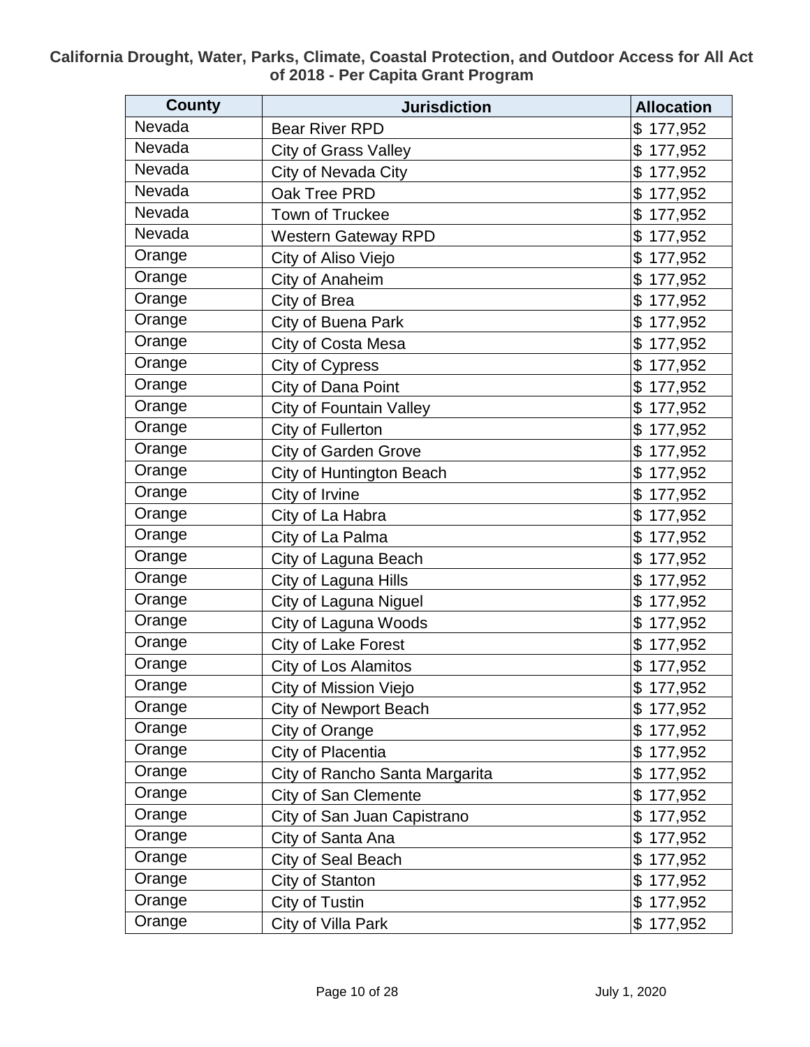**California Drought, Water, Parks, Climate, Coastal Protection, and Outdoor Access for All Act of 2018 - Per Capita Grant Program**

| County | Jurisdiction | Allocation |
|---|---|---|
| Nevada | Bear River RPD | $ 177,952 |
| Nevada | City of Grass Valley | $ 177,952 |
| Nevada | City of Nevada City | $ 177,952 |
| Nevada | Oak Tree PRD | $ 177,952 |
| Nevada | Town of Truckee | $ 177,952 |
| Nevada | Western Gateway RPD | $ 177,952 |
| Orange | City of Aliso Viejo | $ 177,952 |
| Orange | City of Anaheim | $ 177,952 |
| Orange | City of Brea | $ 177,952 |
| Orange | City of Buena Park | $ 177,952 |
| Orange | City of Costa Mesa | $ 177,952 |
| Orange | City of Cypress | $ 177,952 |
| Orange | City of Dana Point | $ 177,952 |
| Orange | City of Fountain Valley | $ 177,952 |
| Orange | City of Fullerton | $ 177,952 |
| Orange | City of Garden Grove | $ 177,952 |
| Orange | City of Huntington Beach | $ 177,952 |
| Orange | City of Irvine | $ 177,952 |
| Orange | City of La Habra | $ 177,952 |
| Orange | City of La Palma | $ 177,952 |
| Orange | City of Laguna Beach | $ 177,952 |
| Orange | City of Laguna Hills | $ 177,952 |
| Orange | City of Laguna Niguel | $ 177,952 |
| Orange | City of Laguna Woods | $ 177,952 |
| Orange | City of Lake Forest | $ 177,952 |
| Orange | City of Los Alamitos | $ 177,952 |
| Orange | City of Mission Viejo | $ 177,952 |
| Orange | City of Newport Beach | $ 177,952 |
| Orange | City of Orange | $ 177,952 |
| Orange | City of Placentia | $ 177,952 |
| Orange | City of Rancho Santa Margarita | $ 177,952 |
| Orange | City of San Clemente | $ 177,952 |
| Orange | City of San Juan Capistrano | $ 177,952 |
| Orange | City of Santa Ana | $ 177,952 |
| Orange | City of Seal Beach | $ 177,952 |
| Orange | City of Stanton | $ 177,952 |
| Orange | City of Tustin | $ 177,952 |
| Orange | City of Villa Park | $ 177,952 |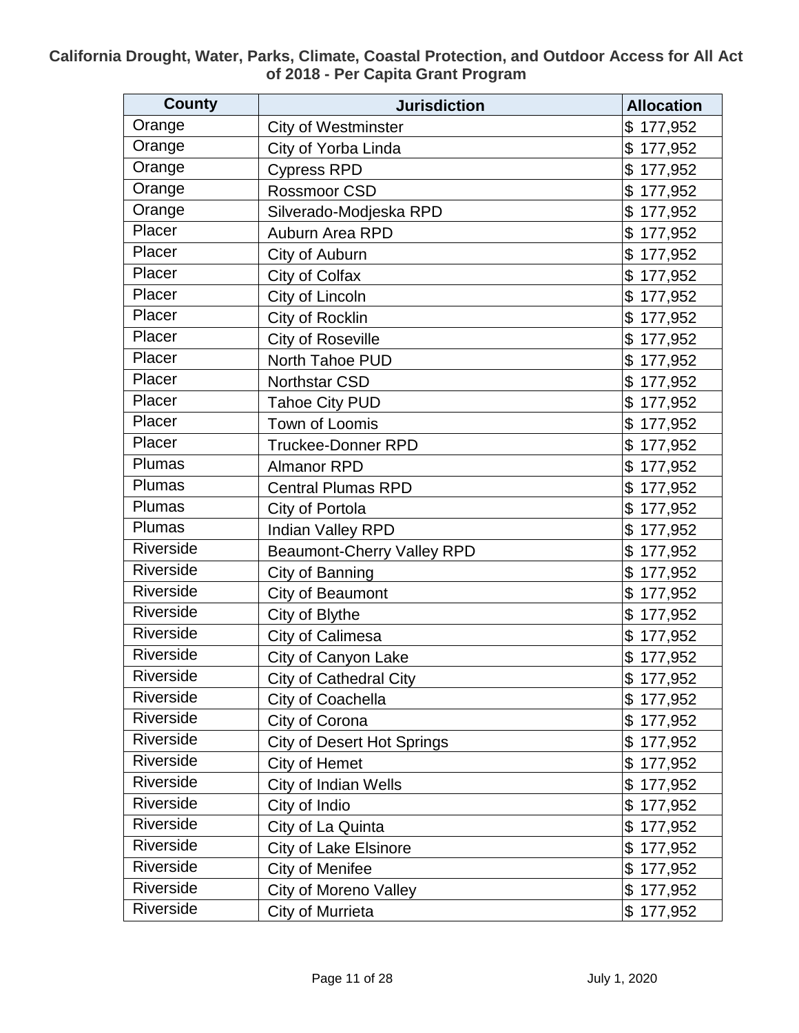**California Drought, Water, Parks, Climate, Coastal Protection, and Outdoor Access for All Act of 2018 - Per Capita Grant Program**

| County | Jurisdiction | Allocation |
|---|---|---|
| Orange | City of Westminster | $ 177,952 |
| Orange | City of Yorba Linda | $ 177,952 |
| Orange | Cypress RPD | $ 177,952 |
| Orange | Rossmoor CSD | $ 177,952 |
| Orange | Silverado-Modjeska RPD | $ 177,952 |
| Placer | Auburn Area RPD | $ 177,952 |
| Placer | City of Auburn | $ 177,952 |
| Placer | City of Colfax | $ 177,952 |
| Placer | City of Lincoln | $ 177,952 |
| Placer | City of Rocklin | $ 177,952 |
| Placer | City of Roseville | $ 177,952 |
| Placer | North Tahoe PUD | $ 177,952 |
| Placer | Northstar CSD | $ 177,952 |
| Placer | Tahoe City PUD | $ 177,952 |
| Placer | Town of Loomis | $ 177,952 |
| Placer | Truckee-Donner RPD | $ 177,952 |
| Plumas | Almanor RPD | $ 177,952 |
| Plumas | Central Plumas RPD | $ 177,952 |
| Plumas | City of Portola | $ 177,952 |
| Plumas | Indian Valley RPD | $ 177,952 |
| Riverside | Beaumont-Cherry Valley RPD | $ 177,952 |
| Riverside | City of Banning | $ 177,952 |
| Riverside | City of Beaumont | $ 177,952 |
| Riverside | City of Blythe | $ 177,952 |
| Riverside | City of Calimesa | $ 177,952 |
| Riverside | City of Canyon Lake | $ 177,952 |
| Riverside | City of Cathedral City | $ 177,952 |
| Riverside | City of Coachella | $ 177,952 |
| Riverside | City of Corona | $ 177,952 |
| Riverside | City of Desert Hot Springs | $ 177,952 |
| Riverside | City of Hemet | $ 177,952 |
| Riverside | City of Indian Wells | $ 177,952 |
| Riverside | City of Indio | $ 177,952 |
| Riverside | City of La Quinta | $ 177,952 |
| Riverside | City of Lake Elsinore | $ 177,952 |
| Riverside | City of Menifee | $ 177,952 |
| Riverside | City of Moreno Valley | $ 177,952 |
| Riverside | City of Murrieta | $ 177,952 |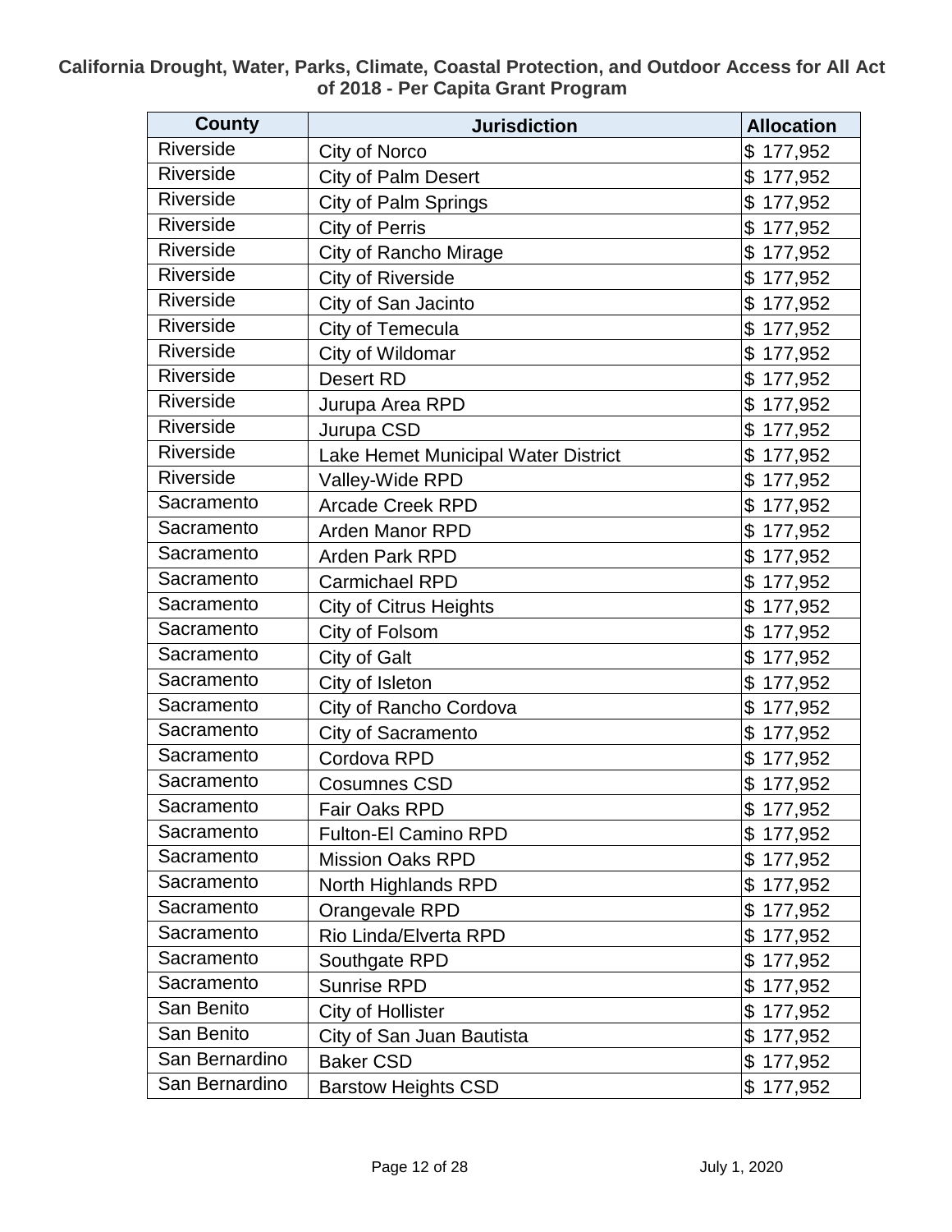**California Drought, Water, Parks, Climate, Coastal Protection, and Outdoor Access for All Act of 2018 - Per Capita Grant Program**

| County | Jurisdiction | Allocation |
|---|---|---|
| Riverside | City of Norco | $ 177,952 |
| Riverside | City of Palm Desert | $ 177,952 |
| Riverside | City of Palm Springs | $ 177,952 |
| Riverside | City of Perris | $ 177,952 |
| Riverside | City of Rancho Mirage | $ 177,952 |
| Riverside | City of Riverside | $ 177,952 |
| Riverside | City of San Jacinto | $ 177,952 |
| Riverside | City of Temecula | $ 177,952 |
| Riverside | City of Wildomar | $ 177,952 |
| Riverside | Desert RD | $ 177,952 |
| Riverside | Jurupa Area RPD | $ 177,952 |
| Riverside | Jurupa CSD | $ 177,952 |
| Riverside | Lake Hemet Municipal Water District | $ 177,952 |
| Riverside | Valley-Wide RPD | $ 177,952 |
| Sacramento | Arcade Creek RPD | $ 177,952 |
| Sacramento | Arden Manor RPD | $ 177,952 |
| Sacramento | Arden Park RPD | $ 177,952 |
| Sacramento | Carmichael RPD | $ 177,952 |
| Sacramento | City of Citrus Heights | $ 177,952 |
| Sacramento | City of Folsom | $ 177,952 |
| Sacramento | City of Galt | $ 177,952 |
| Sacramento | City of Isleton | $ 177,952 |
| Sacramento | City of Rancho Cordova | $ 177,952 |
| Sacramento | City of Sacramento | $ 177,952 |
| Sacramento | Cordova RPD | $ 177,952 |
| Sacramento | Cosumnes CSD | $ 177,952 |
| Sacramento | Fair Oaks RPD | $ 177,952 |
| Sacramento | Fulton-El Camino RPD | $ 177,952 |
| Sacramento | Mission Oaks RPD | $ 177,952 |
| Sacramento | North Highlands RPD | $ 177,952 |
| Sacramento | Orangevale RPD | $ 177,952 |
| Sacramento | Rio Linda/Elverta RPD | $ 177,952 |
| Sacramento | Southgate RPD | $ 177,952 |
| Sacramento | Sunrise RPD | $ 177,952 |
| San Benito | City of Hollister | $ 177,952 |
| San Benito | City of San Juan Bautista | $ 177,952 |
| San Bernardino | Baker CSD | $ 177,952 |
| San Bernardino | Barstow Heights CSD | $ 177,952 |

July 1, 2020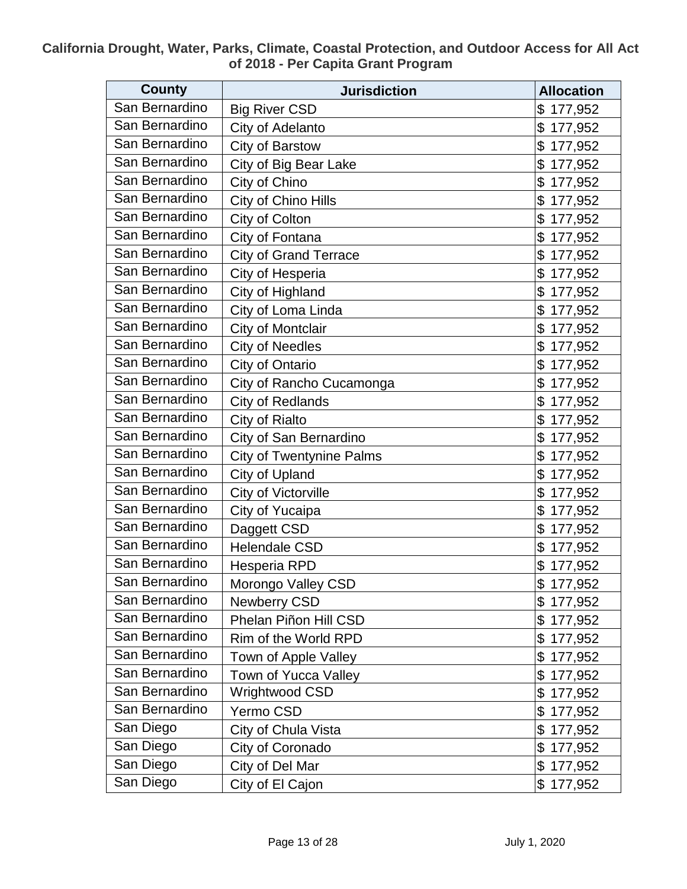**California Drought, Water, Parks, Climate, Coastal Protection, and Outdoor Access for All Act of 2018 - Per Capita Grant Program**

| County | Jurisdiction | Allocation |
|---|---|---|
| San Bernardino | Big River CSD | $ 177,952 |
| San Bernardino | City of Adelanto | $ 177,952 |
| San Bernardino | City of Barstow | $ 177,952 |
| San Bernardino | City of Big Bear Lake | $ 177,952 |
| San Bernardino | City of Chino | $ 177,952 |
| San Bernardino | City of Chino Hills | $ 177,952 |
| San Bernardino | City of Colton | $ 177,952 |
| San Bernardino | City of Fontana | $ 177,952 |
| San Bernardino | City of Grand Terrace | $ 177,952 |
| San Bernardino | City of Hesperia | $ 177,952 |
| San Bernardino | City of Highland | $ 177,952 |
| San Bernardino | City of Loma Linda | $ 177,952 |
| San Bernardino | City of Montclair | $ 177,952 |
| San Bernardino | City of Needles | $ 177,952 |
| San Bernardino | City of Ontario | $ 177,952 |
| San Bernardino | City of Rancho Cucamonga | $ 177,952 |
| San Bernardino | City of Redlands | $ 177,952 |
| San Bernardino | City of Rialto | $ 177,952 |
| San Bernardino | City of San Bernardino | $ 177,952 |
| San Bernardino | City of Twentynine Palms | $ 177,952 |
| San Bernardino | City of Upland | $ 177,952 |
| San Bernardino | City of Victorville | $ 177,952 |
| San Bernardino | City of Yucaipa | $ 177,952 |
| San Bernardino | Daggett CSD | $ 177,952 |
| San Bernardino | Helendale CSD | $ 177,952 |
| San Bernardino | Hesperia RPD | $ 177,952 |
| San Bernardino | Morongo Valley CSD | $ 177,952 |
| San Bernardino | Newberry CSD | $ 177,952 |
| San Bernardino | Phelan Piñon Hill CSD | $ 177,952 |
| San Bernardino | Rim of the World RPD | $ 177,952 |
| San Bernardino | Town of Apple Valley | $ 177,952 |
| San Bernardino | Town of Yucca Valley | $ 177,952 |
| San Bernardino | Wrightwood CSD | $ 177,952 |
| San Bernardino | Yermo CSD | $ 177,952 |
| San Diego | City of Chula Vista | $ 177,952 |
| San Diego | City of Coronado | $ 177,952 |
| San Diego | City of Del Mar | $ 177,952 |
| San Diego | City of El Cajon | $ 177,952 |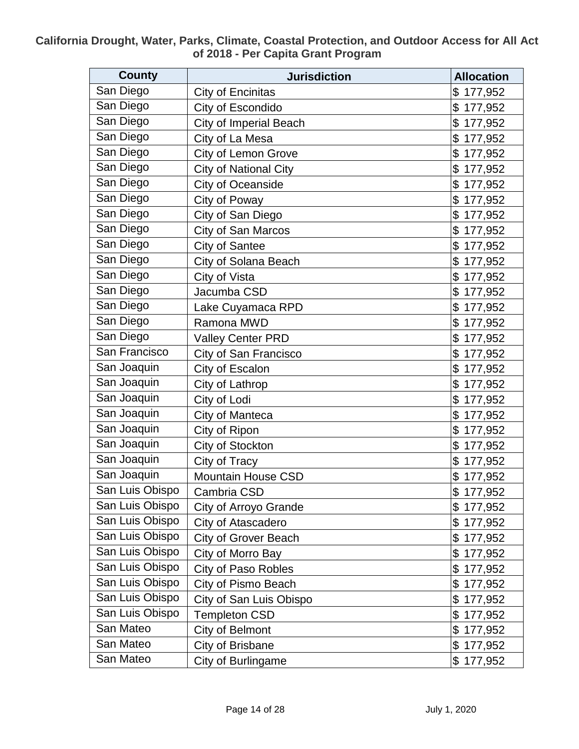**California Drought, Water, Parks, Climate, Coastal Protection, and Outdoor Access for All Act of 2018 - Per Capita Grant Program**

| County | Jurisdiction | Allocation |
|---|---|---|
| San Diego | City of Encinitas | $ 177,952 |
| San Diego | City of Escondido | $ 177,952 |
| San Diego | City of Imperial Beach | $ 177,952 |
| San Diego | City of La Mesa | $ 177,952 |
| San Diego | City of Lemon Grove | $ 177,952 |
| San Diego | City of National City | $ 177,952 |
| San Diego | City of Oceanside | $ 177,952 |
| San Diego | City of Poway | $ 177,952 |
| San Diego | City of San Diego | $ 177,952 |
| San Diego | City of San Marcos | $ 177,952 |
| San Diego | City of Santee | $ 177,952 |
| San Diego | City of Solana Beach | $ 177,952 |
| San Diego | City of Vista | $ 177,952 |
| San Diego | Jacumba CSD | $ 177,952 |
| San Diego | Lake Cuyamaca RPD | $ 177,952 |
| San Diego | Ramona MWD | $ 177,952 |
| San Diego | Valley Center PRD | $ 177,952 |
| San Francisco | City of San Francisco | $ 177,952 |
| San Joaquin | City of Escalon | $ 177,952 |
| San Joaquin | City of Lathrop | $ 177,952 |
| San Joaquin | City of Lodi | $ 177,952 |
| San Joaquin | City of Manteca | $ 177,952 |
| San Joaquin | City of Ripon | $ 177,952 |
| San Joaquin | City of Stockton | $ 177,952 |
| San Joaquin | City of Tracy | $ 177,952 |
| San Joaquin | Mountain House CSD | $ 177,952 |
| San Luis Obispo | Cambria CSD | $ 177,952 |
| San Luis Obispo | City of Arroyo Grande | $ 177,952 |
| San Luis Obispo | City of Atascadero | $ 177,952 |
| San Luis Obispo | City of Grover Beach | $ 177,952 |
| San Luis Obispo | City of Morro Bay | $ 177,952 |
| San Luis Obispo | City of Paso Robles | $ 177,952 |
| San Luis Obispo | City of Pismo Beach | $ 177,952 |
| San Luis Obispo | City of San Luis Obispo | $ 177,952 |
| San Luis Obispo | Templeton CSD | $ 177,952 |
| San Mateo | City of Belmont | $ 177,952 |
| San Mateo | City of Brisbane | $ 177,952 |
| San Mateo | City of Burlingame | $ 177,952 |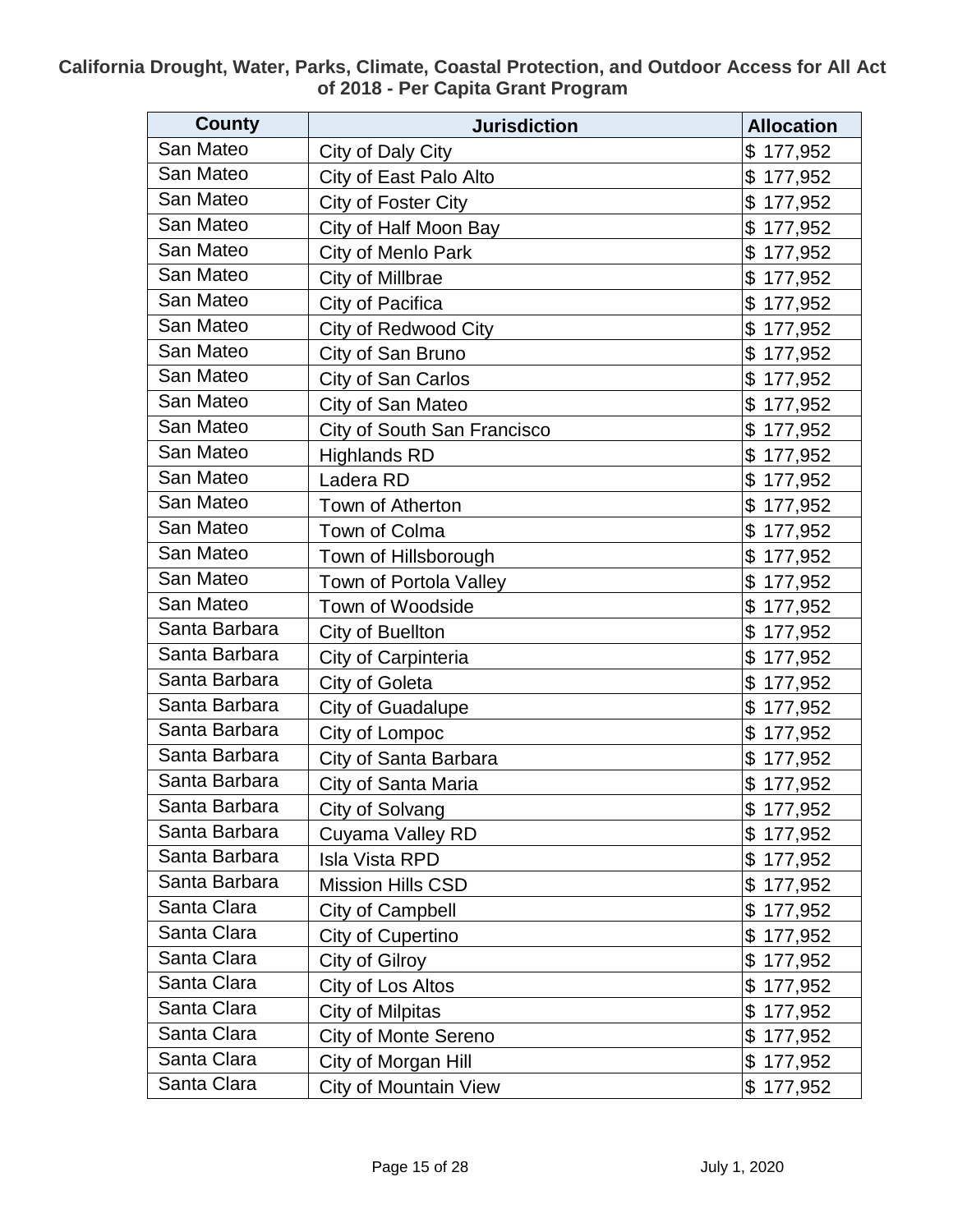**California Drought, Water, Parks, Climate, Coastal Protection, and Outdoor Access for All Act of 2018 - Per Capita Grant Program**

| County | Jurisdiction | Allocation |
|---|---|---|
| San Mateo | City of Daly City | $ 177,952 |
| San Mateo | City of East Palo Alto | $ 177,952 |
| San Mateo | City of Foster City | $ 177,952 |
| San Mateo | City of Half Moon Bay | $ 177,952 |
| San Mateo | City of Menlo Park | $ 177,952 |
| San Mateo | City of Millbrae | $ 177,952 |
| San Mateo | City of Pacifica | $ 177,952 |
| San Mateo | City of Redwood City | $ 177,952 |
| San Mateo | City of San Bruno | $ 177,952 |
| San Mateo | City of San Carlos | $ 177,952 |
| San Mateo | City of San Mateo | $ 177,952 |
| San Mateo | City of South San Francisco | $ 177,952 |
| San Mateo | Highlands RD | $ 177,952 |
| San Mateo | Ladera RD | $ 177,952 |
| San Mateo | Town of Atherton | $ 177,952 |
| San Mateo | Town of Colma | $ 177,952 |
| San Mateo | Town of Hillsborough | $ 177,952 |
| San Mateo | Town of Portola Valley | $ 177,952 |
| San Mateo | Town of Woodside | $ 177,952 |
| Santa Barbara | City of Buellton | $ 177,952 |
| Santa Barbara | City of Carpinteria | $ 177,952 |
| Santa Barbara | City of Goleta | $ 177,952 |
| Santa Barbara | City of Guadalupe | $ 177,952 |
| Santa Barbara | City of Lompoc | $ 177,952 |
| Santa Barbara | City of Santa Barbara | $ 177,952 |
| Santa Barbara | City of Santa Maria | $ 177,952 |
| Santa Barbara | City of Solvang | $ 177,952 |
| Santa Barbara | Cuyama Valley RD | $ 177,952 |
| Santa Barbara | Isla Vista RPD | $ 177,952 |
| Santa Barbara | Mission Hills CSD | $ 177,952 |
| Santa Clara | City of Campbell | $ 177,952 |
| Santa Clara | City of Cupertino | $ 177,952 |
| Santa Clara | City of Gilroy | $ 177,952 |
| Santa Clara | City of Los Altos | $ 177,952 |
| Santa Clara | City of Milpitas | $ 177,952 |
| Santa Clara | City of Monte Sereno | $ 177,952 |
| Santa Clara | City of Morgan Hill | $ 177,952 |
| Santa Clara | City of Mountain View | $ 177,952 |

July 1, 2020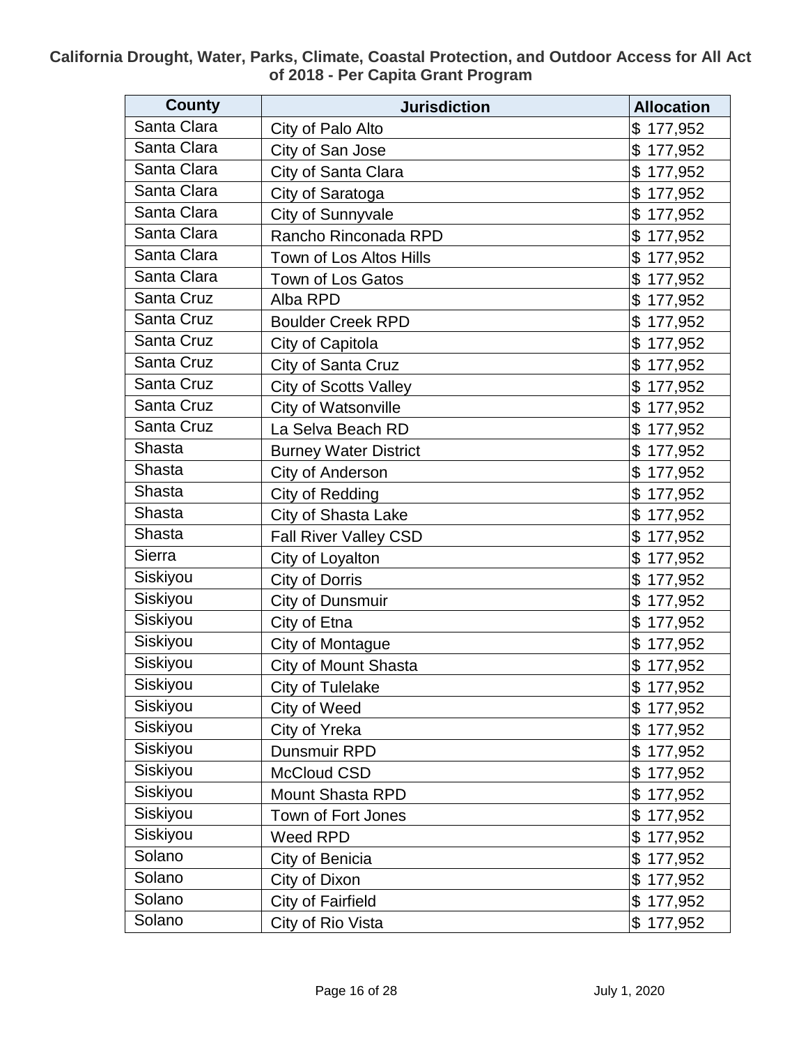**California Drought, Water, Parks, Climate, Coastal Protection, and Outdoor Access for All Act of 2018 - Per Capita Grant Program**

| County | Jurisdiction | Allocation |
|---|---|---|
| Santa Clara | City of Palo Alto | $ 177,952 |
| Santa Clara | City of San Jose | $ 177,952 |
| Santa Clara | City of Santa Clara | $ 177,952 |
| Santa Clara | City of Saratoga | $ 177,952 |
| Santa Clara | City of Sunnyvale | $ 177,952 |
| Santa Clara | Rancho Rinconada RPD | $ 177,952 |
| Santa Clara | Town of Los Altos Hills | $ 177,952 |
| Santa Clara | Town of Los Gatos | $ 177,952 |
| Santa Cruz | Alba RPD | $ 177,952 |
| Santa Cruz | Boulder Creek RPD | $ 177,952 |
| Santa Cruz | City of Capitola | $ 177,952 |
| Santa Cruz | City of Santa Cruz | $ 177,952 |
| Santa Cruz | City of Scotts Valley | $ 177,952 |
| Santa Cruz | City of Watsonville | $ 177,952 |
| Santa Cruz | La Selva Beach RD | $ 177,952 |
| Shasta | Burney Water District | $ 177,952 |
| Shasta | City of Anderson | $ 177,952 |
| Shasta | City of Redding | $ 177,952 |
| Shasta | City of Shasta Lake | $ 177,952 |
| Shasta | Fall River Valley CSD | $ 177,952 |
| Sierra | City of Loyalton | $ 177,952 |
| Siskiyou | City of Dorris | $ 177,952 |
| Siskiyou | City of Dunsmuir | $ 177,952 |
| Siskiyou | City of Etna | $ 177,952 |
| Siskiyou | City of Montague | $ 177,952 |
| Siskiyou | City of Mount Shasta | $ 177,952 |
| Siskiyou | City of Tulelake | $ 177,952 |
| Siskiyou | City of Weed | $ 177,952 |
| Siskiyou | City of Yreka | $ 177,952 |
| Siskiyou | Dunsmuir RPD | $ 177,952 |
| Siskiyou | McCloud CSD | $ 177,952 |
| Siskiyou | Mount Shasta RPD | $ 177,952 |
| Siskiyou | Town of Fort Jones | $ 177,952 |
| Siskiyou | Weed RPD | $ 177,952 |
| Solano | City of Benicia | $ 177,952 |
| Solano | City of Dixon | $ 177,952 |
| Solano | City of Fairfield | $ 177,952 |
| Solano | City of Rio Vista | $ 177,952 |

July 1, 2020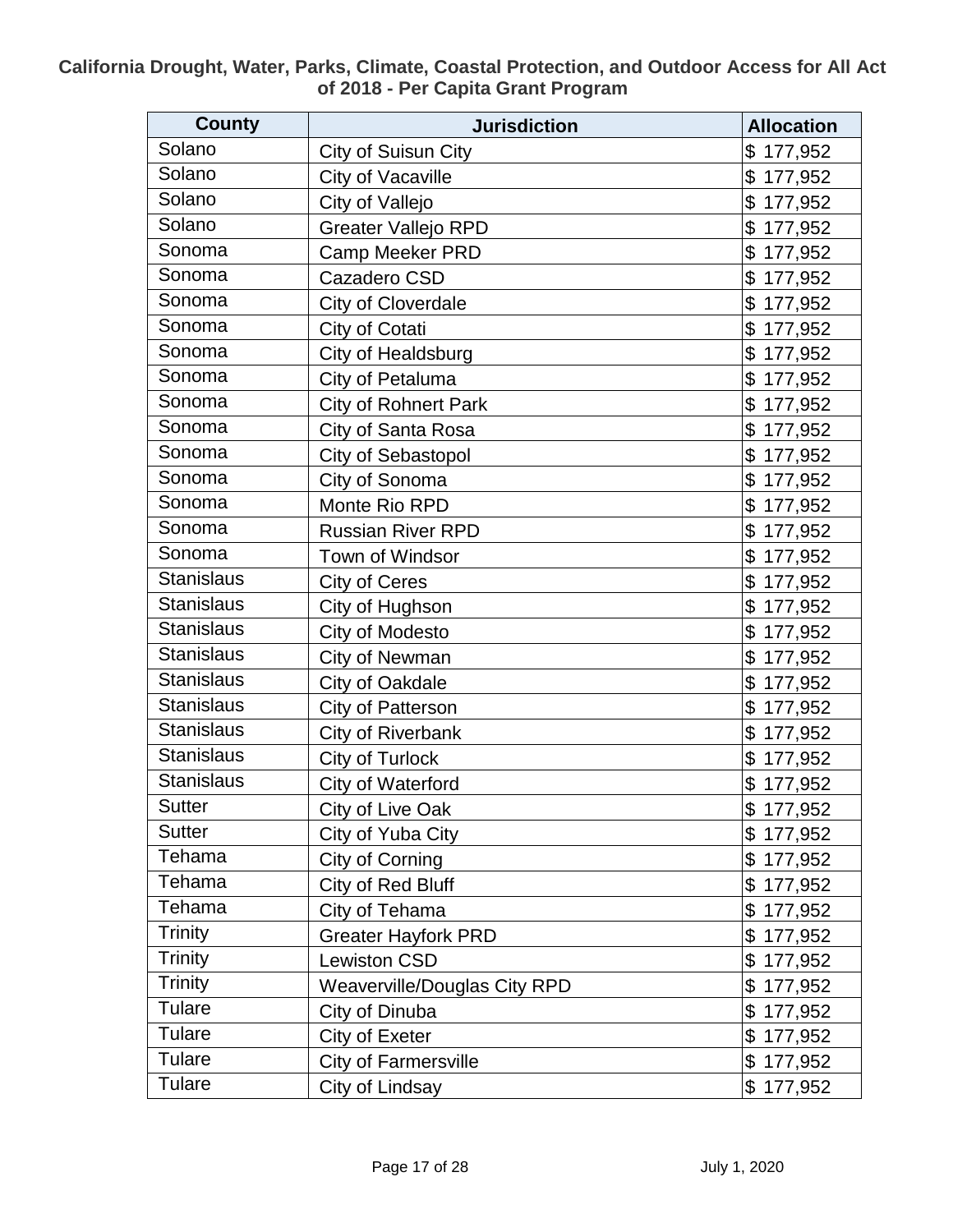**California Drought, Water, Parks, Climate, Coastal Protection, and Outdoor Access for All Act of 2018 - Per Capita Grant Program**

| County | Jurisdiction | Allocation |
| --- | --- | --- |
| Solano | City of Suisun City | $ 177,952 |
| Solano | City of Vacaville | $ 177,952 |
| Solano | City of Vallejo | $ 177,952 |
| Solano | Greater Vallejo RPD | $ 177,952 |
| Sonoma | Camp Meeker PRD | $ 177,952 |
| Sonoma | Cazadero CSD | $ 177,952 |
| Sonoma | City of Cloverdale | $ 177,952 |
| Sonoma | City of Cotati | $ 177,952 |
| Sonoma | City of Healdsburg | $ 177,952 |
| Sonoma | City of Petaluma | $ 177,952 |
| Sonoma | City of Rohnert Park | $ 177,952 |
| Sonoma | City of Santa Rosa | $ 177,952 |
| Sonoma | City of Sebastopol | $ 177,952 |
| Sonoma | City of Sonoma | $ 177,952 |
| Sonoma | Monte Rio RPD | $ 177,952 |
| Sonoma | Russian River RPD | $ 177,952 |
| Sonoma | Town of Windsor | $ 177,952 |
| Stanislaus | City of Ceres | $ 177,952 |
| Stanislaus | City of Hughson | $ 177,952 |
| Stanislaus | City of Modesto | $ 177,952 |
| Stanislaus | City of Newman | $ 177,952 |
| Stanislaus | City of Oakdale | $ 177,952 |
| Stanislaus | City of Patterson | $ 177,952 |
| Stanislaus | City of Riverbank | $ 177,952 |
| Stanislaus | City of Turlock | $ 177,952 |
| Stanislaus | City of Waterford | $ 177,952 |
| Sutter | City of Live Oak | $ 177,952 |
| Sutter | City of Yuba City | $ 177,952 |
| Tehama | City of Corning | $ 177,952 |
| Tehama | City of Red Bluff | $ 177,952 |
| Tehama | City of Tehama | $ 177,952 |
| Trinity | Greater Hayfork PRD | $ 177,952 |
| Trinity | Lewiston CSD | $ 177,952 |
| Trinity | Weaverville/Douglas City RPD | $ 177,952 |
| Tulare | City of Dinuba | $ 177,952 |
| Tulare | City of Exeter | $ 177,952 |
| Tulare | City of Farmersville | $ 177,952 |
| Tulare | City of Lindsay | $ 177,952 |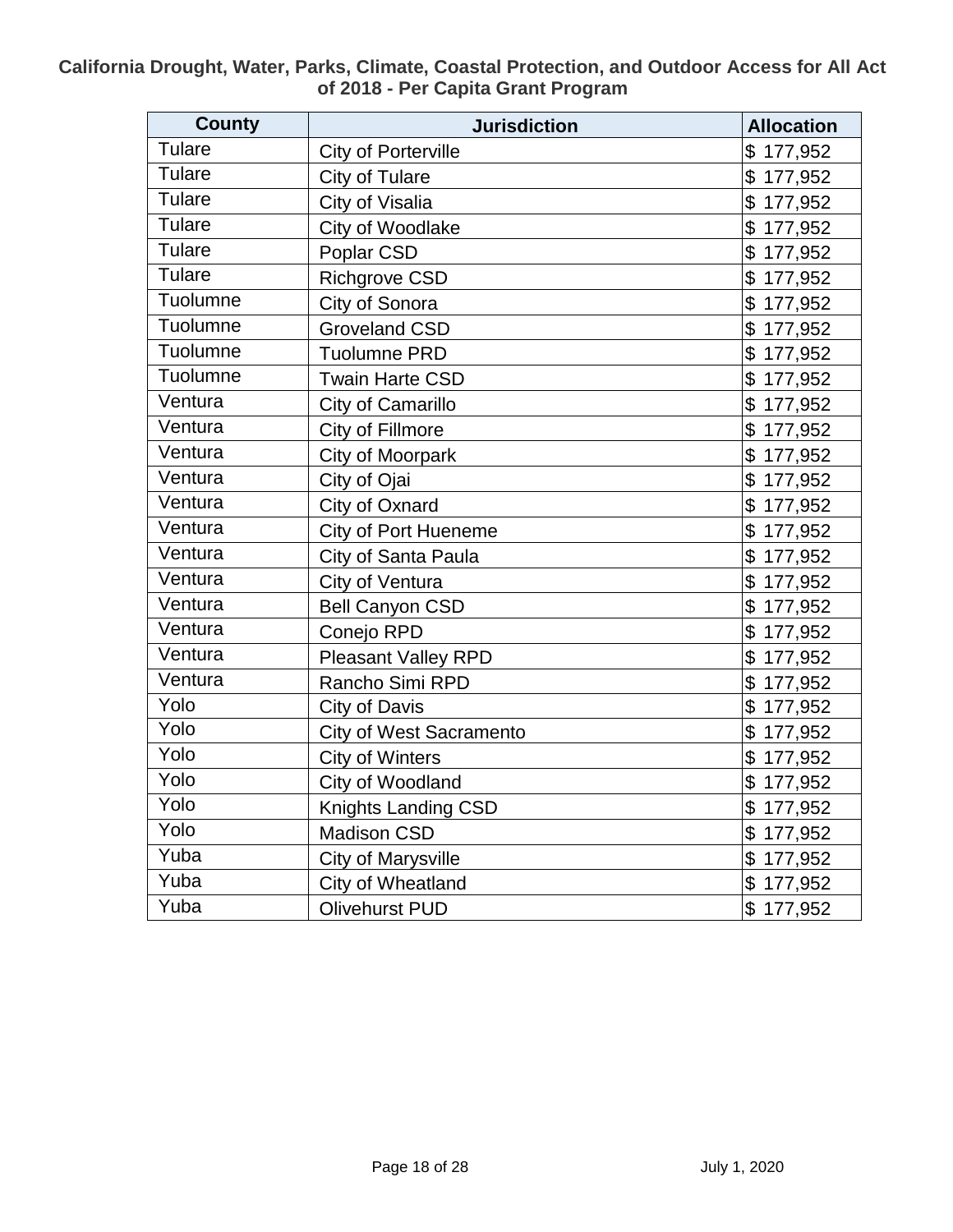**California Drought, Water, Parks, Climate, Coastal Protection, and Outdoor Access for All Act of 2018 - Per Capita Grant Program**

| County | Jurisdiction | Allocation |
|---|---|---|
| Tulare | City of Porterville | $ 177,952 |
| Tulare | City of Tulare | $ 177,952 |
| Tulare | City of Visalia | $ 177,952 |
| Tulare | City of Woodlake | $ 177,952 |
| Tulare | Poplar CSD | $ 177,952 |
| Tulare | Richgrove CSD | $ 177,952 |
| Tuolumne | City of Sonora | $ 177,952 |
| Tuolumne | Groveland CSD | $ 177,952 |
| Tuolumne | Tuolumne PRD | $ 177,952 |
| Tuolumne | Twain Harte CSD | $ 177,952 |
| Ventura | City of Camarillo | $ 177,952 |
| Ventura | City of Fillmore | $ 177,952 |
| Ventura | City of Moorpark | $ 177,952 |
| Ventura | City of Ojai | $ 177,952 |
| Ventura | City of Oxnard | $ 177,952 |
| Ventura | City of Port Hueneme | $ 177,952 |
| Ventura | City of Santa Paula | $ 177,952 |
| Ventura | City of Ventura | $ 177,952 |
| Ventura | Bell Canyon CSD | $ 177,952 |
| Ventura | Conejo RPD | $ 177,952 |
| Ventura | Pleasant Valley RPD | $ 177,952 |
| Ventura | Rancho Simi RPD | $ 177,952 |
| Yolo | City of Davis | $ 177,952 |
| Yolo | City of West Sacramento | $ 177,952 |
| Yolo | City of Winters | $ 177,952 |
| Yolo | City of Woodland | $ 177,952 |
| Yolo | Knights Landing CSD | $ 177,952 |
| Yolo | Madison CSD | $ 177,952 |
| Yuba | City of Marysville | $ 177,952 |
| Yuba | City of Wheatland | $ 177,952 |
| Yuba | Olivehurst PUD | $ 177,952 |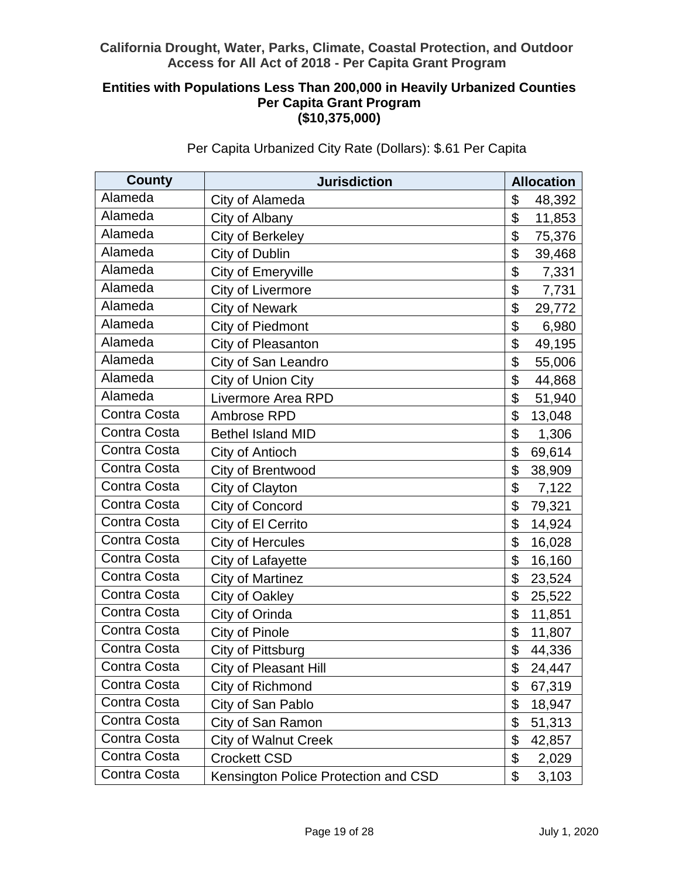## California Drought, Water, Parks, Climate, Coastal Protection, and Outdoor Access for All Act of 2018 - Per Capita Grant Program

### Entities with Populations Less Than 200,000 in Heavily Urbanized Counties Per Capita Grant Program ($10,375,000)

Per Capita Urbanized City Rate (Dollars): $.61 Per Capita

| County | Jurisdiction | Allocation |
|---|---|---|
| Alameda | City of Alameda | $ 48,392 |
| Alameda | City of Albany | $ 11,853 |
| Alameda | City of Berkeley | $ 75,376 |
| Alameda | City of Dublin | $ 39,468 |
| Alameda | City of Emeryville | $ 7,331 |
| Alameda | City of Livermore | $ 7,731 |
| Alameda | City of Newark | $ 29,772 |
| Alameda | City of Piedmont | $ 6,980 |
| Alameda | City of Pleasanton | $ 49,195 |
| Alameda | City of San Leandro | $ 55,006 |
| Alameda | City of Union City | $ 44,868 |
| Alameda | Livermore Area RPD | $ 51,940 |
| Contra Costa | Ambrose RPD | $ 13,048 |
| Contra Costa | Bethel Island MID | $ 1,306 |
| Contra Costa | City of Antioch | $ 69,614 |
| Contra Costa | City of Brentwood | $ 38,909 |
| Contra Costa | City of Clayton | $ 7,122 |
| Contra Costa | City of Concord | $ 79,321 |
| Contra Costa | City of El Cerrito | $ 14,924 |
| Contra Costa | City of Hercules | $ 16,028 |
| Contra Costa | City of Lafayette | $ 16,160 |
| Contra Costa | City of Martinez | $ 23,524 |
| Contra Costa | City of Oakley | $ 25,522 |
| Contra Costa | City of Orinda | $ 11,851 |
| Contra Costa | City of Pinole | $ 11,807 |
| Contra Costa | City of Pittsburg | $ 44,336 |
| Contra Costa | City of Pleasant Hill | $ 24,447 |
| Contra Costa | City of Richmond | $ 67,319 |
| Contra Costa | City of San Pablo | $ 18,947 |
| Contra Costa | City of San Ramon | $ 51,313 |
| Contra Costa | City of Walnut Creek | $ 42,857 |
| Contra Costa | Crockett CSD | $ 2,029 |
| Contra Costa | Kensington Police Protection and CSD | $ 3,103 |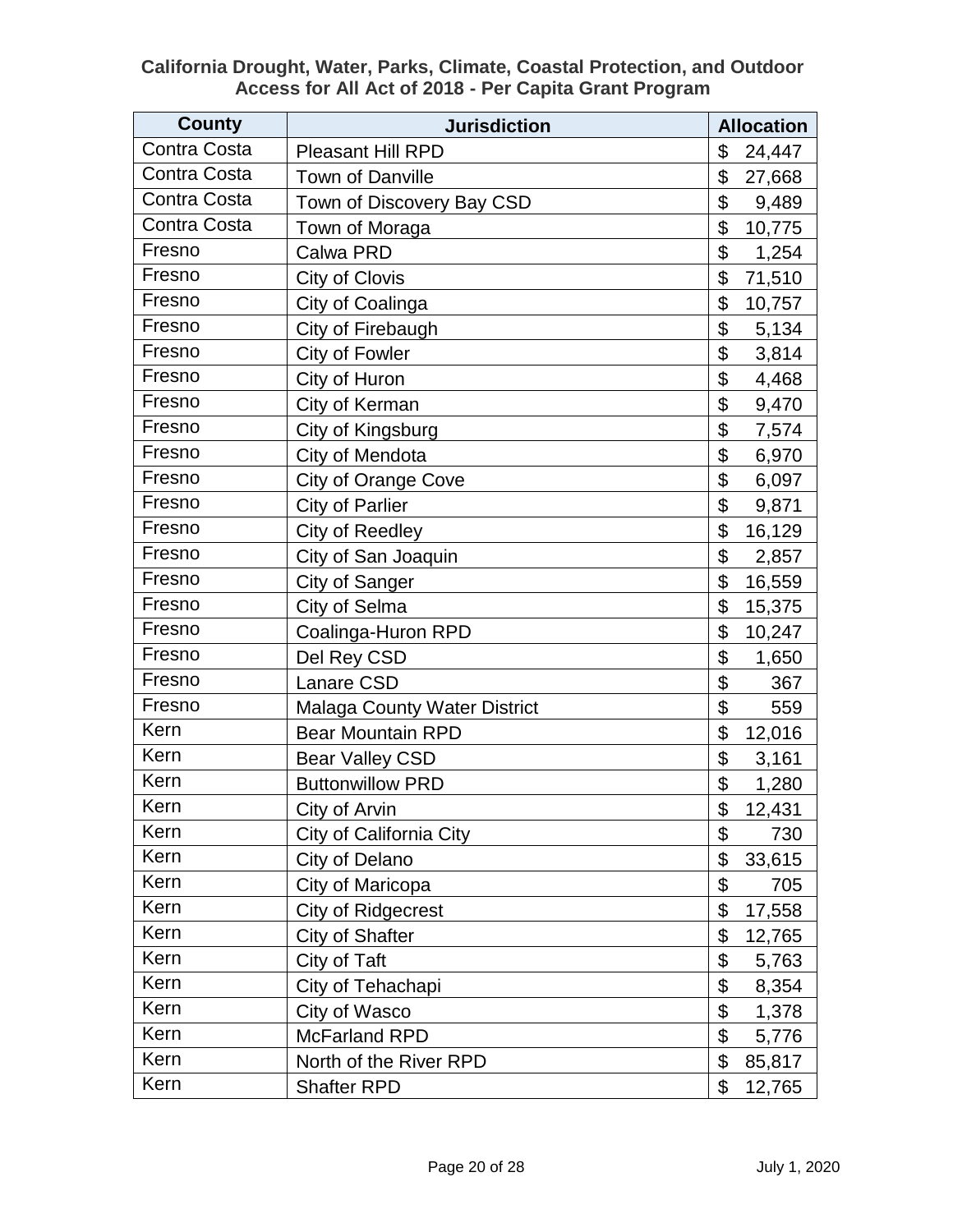**California Drought, Water, Parks, Climate, Coastal Protection, and Outdoor Access for All Act of 2018 - Per Capita Grant Program**

| County | Jurisdiction | Allocation |
|---|---|---|
| Contra Costa | Pleasant Hill RPD | $ 24,447 |
| Contra Costa | Town of Danville | $ 27,668 |
| Contra Costa | Town of Discovery Bay CSD | $ 9,489 |
| Contra Costa | Town of Moraga | $ 10,775 |
| Fresno | Calwa PRD | $ 1,254 |
| Fresno | City of Clovis | $ 71,510 |
| Fresno | City of Coalinga | $ 10,757 |
| Fresno | City of Firebaugh | $ 5,134 |
| Fresno | City of Fowler | $ 3,814 |
| Fresno | City of Huron | $ 4,468 |
| Fresno | City of Kerman | $ 9,470 |
| Fresno | City of Kingsburg | $ 7,574 |
| Fresno | City of Mendota | $ 6,970 |
| Fresno | City of Orange Cove | $ 6,097 |
| Fresno | City of Parlier | $ 9,871 |
| Fresno | City of Reedley | $ 16,129 |
| Fresno | City of San Joaquin | $ 2,857 |
| Fresno | City of Sanger | $ 16,559 |
| Fresno | City of Selma | $ 15,375 |
| Fresno | Coalinga-Huron RPD | $ 10,247 |
| Fresno | Del Rey CSD | $ 1,650 |
| Fresno | Lanare CSD | $ 367 |
| Fresno | Malaga County Water District | $ 559 |
| Kern | Bear Mountain RPD | $ 12,016 |
| Kern | Bear Valley CSD | $ 3,161 |
| Kern | Buttonwillow PRD | $ 1,280 |
| Kern | City of Arvin | $ 12,431 |
| Kern | City of California City | $ 730 |
| Kern | City of Delano | $ 33,615 |
| Kern | City of Maricopa | $ 705 |
| Kern | City of Ridgecrest | $ 17,558 |
| Kern | City of Shafter | $ 12,765 |
| Kern | City of Taft | $ 5,763 |
| Kern | City of Tehachapi | $ 8,354 |
| Kern | City of Wasco | $ 1,378 |
| Kern | McFarland RPD | $ 5,776 |
| Kern | North of the River RPD | $ 85,817 |
| Kern | Shafter RPD | $ 12,765 |

July 1, 2020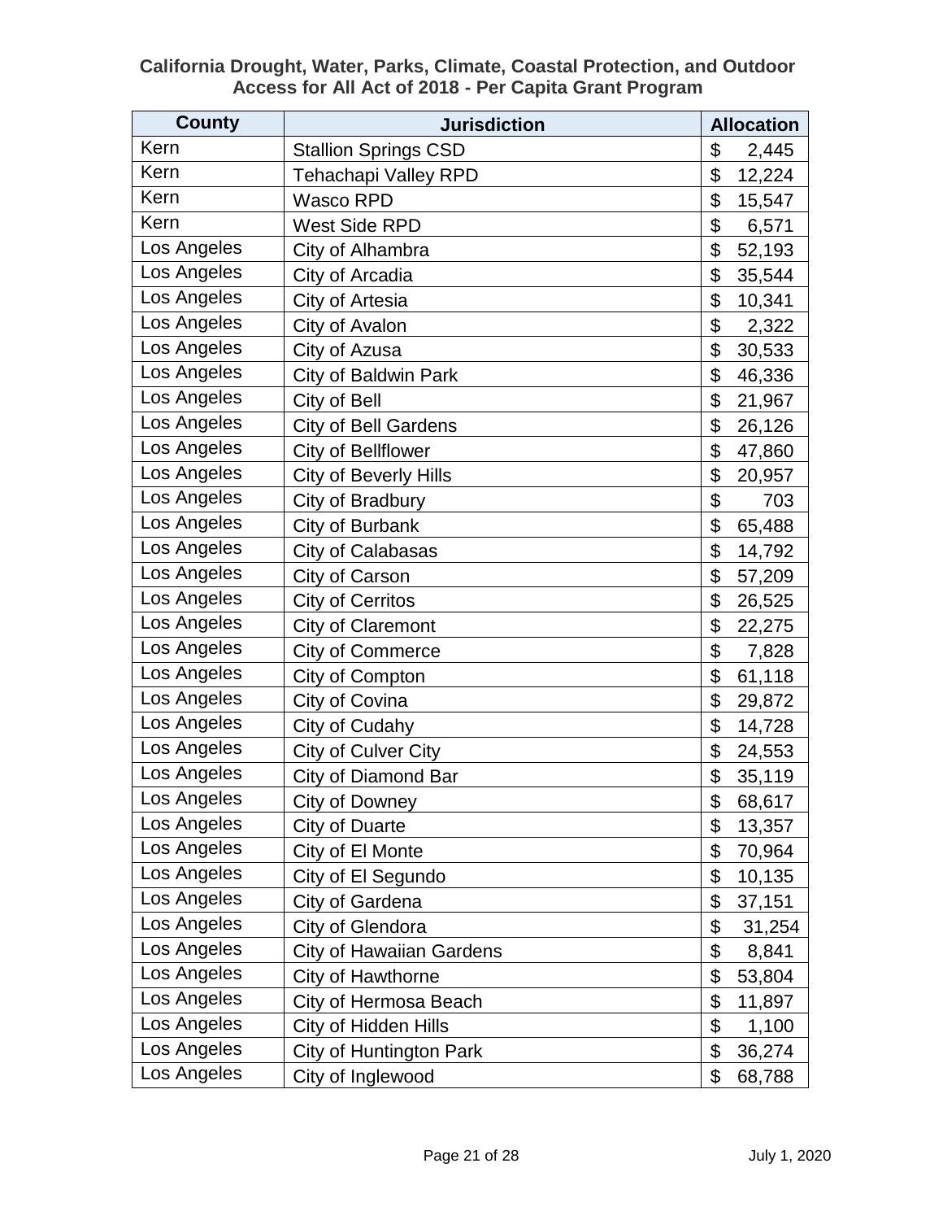**California Drought, Water, Parks, Climate, Coastal Protection, and Outdoor Access for All Act of 2018 - Per Capita Grant Program**

| County | Jurisdiction | Allocation |
|---|---|---|
| Kern | Stallion Springs CSD | $ 2,445 |
| Kern | Tehachapi Valley RPD | $ 12,224 |
| Kern | Wasco RPD | $ 15,547 |
| Kern | West Side RPD | $ 6,571 |
| Los Angeles | City of Alhambra | $ 52,193 |
| Los Angeles | City of Arcadia | $ 35,544 |
| Los Angeles | City of Artesia | $ 10,341 |
| Los Angeles | City of Avalon | $ 2,322 |
| Los Angeles | City of Azusa | $ 30,533 |
| Los Angeles | City of Baldwin Park | $ 46,336 |
| Los Angeles | City of Bell | $ 21,967 |
| Los Angeles | City of Bell Gardens | $ 26,126 |
| Los Angeles | City of Bellflower | $ 47,860 |
| Los Angeles | City of Beverly Hills | $ 20,957 |
| Los Angeles | City of Bradbury | $ 703 |
| Los Angeles | City of Burbank | $ 65,488 |
| Los Angeles | City of Calabasas | $ 14,792 |
| Los Angeles | City of Carson | $ 57,209 |
| Los Angeles | City of Cerritos | $ 26,525 |
| Los Angeles | City of Claremont | $ 22,275 |
| Los Angeles | City of Commerce | $ 7,828 |
| Los Angeles | City of Compton | $ 61,118 |
| Los Angeles | City of Covina | $ 29,872 |
| Los Angeles | City of Cudahy | $ 14,728 |
| Los Angeles | City of Culver City | $ 24,553 |
| Los Angeles | City of Diamond Bar | $ 35,119 |
| Los Angeles | City of Downey | $ 68,617 |
| Los Angeles | City of Duarte | $ 13,357 |
| Los Angeles | City of El Monte | $ 70,964 |
| Los Angeles | City of El Segundo | $ 10,135 |
| Los Angeles | City of Gardena | $ 37,151 |
| Los Angeles | City of Glendora | $ 31,254 |
| Los Angeles | City of Hawaiian Gardens | $ 8,841 |
| Los Angeles | City of Hawthorne | $ 53,804 |
| Los Angeles | City of Hermosa Beach | $ 11,897 |
| Los Angeles | City of Hidden Hills | $ 1,100 |
| Los Angeles | City of Huntington Park | $ 36,274 |
| Los Angeles | City of Inglewood | $ 68,788 |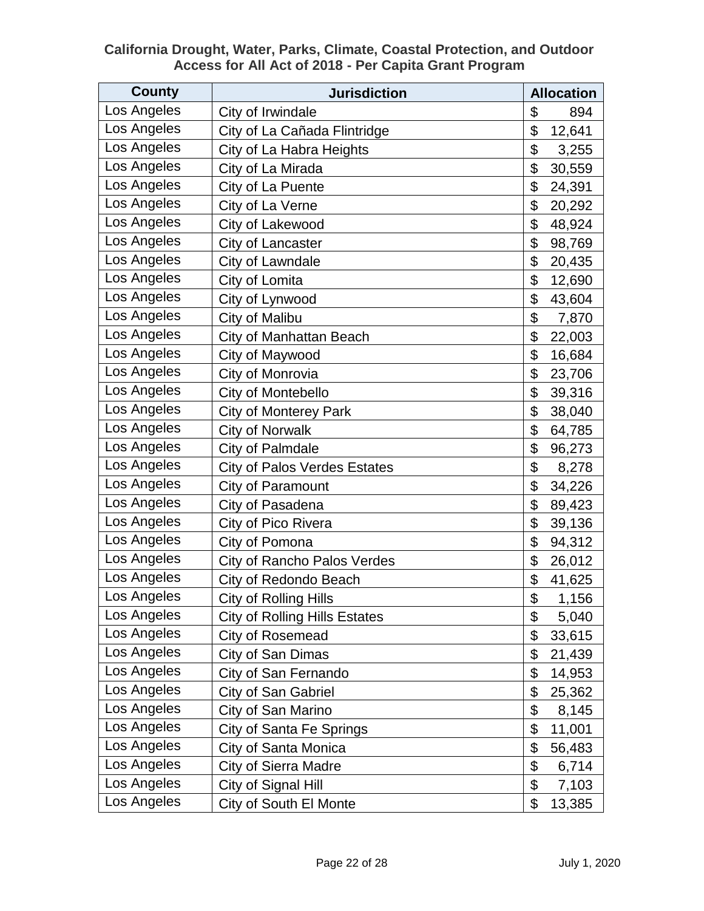**California Drought, Water, Parks, Climate, Coastal Protection, and Outdoor Access for All Act of 2018 - Per Capita Grant Program**

| County | Jurisdiction | Allocation |
|---|---|---|
| Los Angeles | City of Irwindale | $ 894 |
| Los Angeles | City of La Cañada Flintridge | $ 12,641 |
| Los Angeles | City of La Habra Heights | $ 3,255 |
| Los Angeles | City of La Mirada | $ 30,559 |
| Los Angeles | City of La Puente | $ 24,391 |
| Los Angeles | City of La Verne | $ 20,292 |
| Los Angeles | City of Lakewood | $ 48,924 |
| Los Angeles | City of Lancaster | $ 98,769 |
| Los Angeles | City of Lawndale | $ 20,435 |
| Los Angeles | City of Lomita | $ 12,690 |
| Los Angeles | City of Lynwood | $ 43,604 |
| Los Angeles | City of Malibu | $ 7,870 |
| Los Angeles | City of Manhattan Beach | $ 22,003 |
| Los Angeles | City of Maywood | $ 16,684 |
| Los Angeles | City of Monrovia | $ 23,706 |
| Los Angeles | City of Montebello | $ 39,316 |
| Los Angeles | City of Monterey Park | $ 38,040 |
| Los Angeles | City of Norwalk | $ 64,785 |
| Los Angeles | City of Palmdale | $ 96,273 |
| Los Angeles | City of Palos Verdes Estates | $ 8,278 |
| Los Angeles | City of Paramount | $ 34,226 |
| Los Angeles | City of Pasadena | $ 89,423 |
| Los Angeles | City of Pico Rivera | $ 39,136 |
| Los Angeles | City of Pomona | $ 94,312 |
| Los Angeles | City of Rancho Palos Verdes | $ 26,012 |
| Los Angeles | City of Redondo Beach | $ 41,625 |
| Los Angeles | City of Rolling Hills | $ 1,156 |
| Los Angeles | City of Rolling Hills Estates | $ 5,040 |
| Los Angeles | City of Rosemead | $ 33,615 |
| Los Angeles | City of San Dimas | $ 21,439 |
| Los Angeles | City of San Fernando | $ 14,953 |
| Los Angeles | City of San Gabriel | $ 25,362 |
| Los Angeles | City of San Marino | $ 8,145 |
| Los Angeles | City of Santa Fe Springs | $ 11,001 |
| Los Angeles | City of Santa Monica | $ 56,483 |
| Los Angeles | City of Sierra Madre | $ 6,714 |
| Los Angeles | City of Signal Hill | $ 7,103 |
| Los Angeles | City of South El Monte | $ 13,385 |

July 1, 2020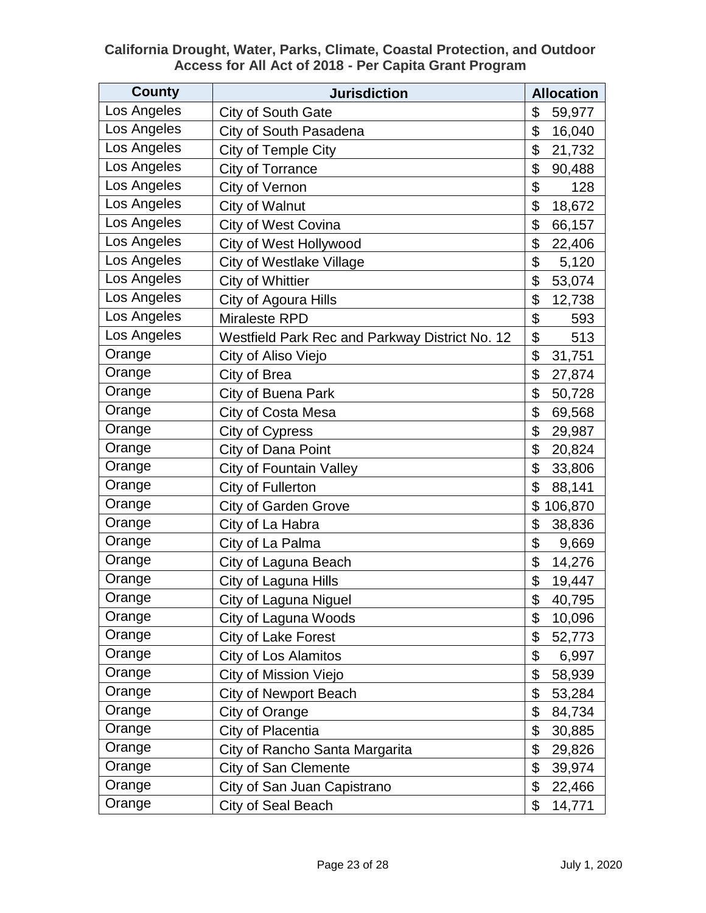**California Drought, Water, Parks, Climate, Coastal Protection, and Outdoor Access for All Act of 2018 - Per Capita Grant Program**

| County | Jurisdiction | Allocation |
|---|---|---|
| Los Angeles | City of South Gate | $ 59,977 |
| Los Angeles | City of South Pasadena | $ 16,040 |
| Los Angeles | City of Temple City | $ 21,732 |
| Los Angeles | City of Torrance | $ 90,488 |
| Los Angeles | City of Vernon | $ 128 |
| Los Angeles | City of Walnut | $ 18,672 |
| Los Angeles | City of West Covina | $ 66,157 |
| Los Angeles | City of West Hollywood | $ 22,406 |
| Los Angeles | City of Westlake Village | $ 5,120 |
| Los Angeles | City of Whittier | $ 53,074 |
| Los Angeles | City of Agoura Hills | $ 12,738 |
| Los Angeles | Miraleste RPD | $ 593 |
| Los Angeles | Westfield Park Rec and Parkway District No. 12 | $ 513 |
| Orange | City of Aliso Viejo | $ 31,751 |
| Orange | City of Brea | $ 27,874 |
| Orange | City of Buena Park | $ 50,728 |
| Orange | City of Costa Mesa | $ 69,568 |
| Orange | City of Cypress | $ 29,987 |
| Orange | City of Dana Point | $ 20,824 |
| Orange | City of Fountain Valley | $ 33,806 |
| Orange | City of Fullerton | $ 88,141 |
| Orange | City of Garden Grove | $ 106,870 |
| Orange | City of La Habra | $ 38,836 |
| Orange | City of La Palma | $ 9,669 |
| Orange | City of Laguna Beach | $ 14,276 |
| Orange | City of Laguna Hills | $ 19,447 |
| Orange | City of Laguna Niguel | $ 40,795 |
| Orange | City of Laguna Woods | $ 10,096 |
| Orange | City of Lake Forest | $ 52,773 |
| Orange | City of Los Alamitos | $ 6,997 |
| Orange | City of Mission Viejo | $ 58,939 |
| Orange | City of Newport Beach | $ 53,284 |
| Orange | City of Orange | $ 84,734 |
| Orange | City of Placentia | $ 30,885 |
| Orange | City of Rancho Santa Margarita | $ 29,826 |
| Orange | City of San Clemente | $ 39,974 |
| Orange | City of San Juan Capistrano | $ 22,466 |
| Orange | City of Seal Beach | $ 14,771 |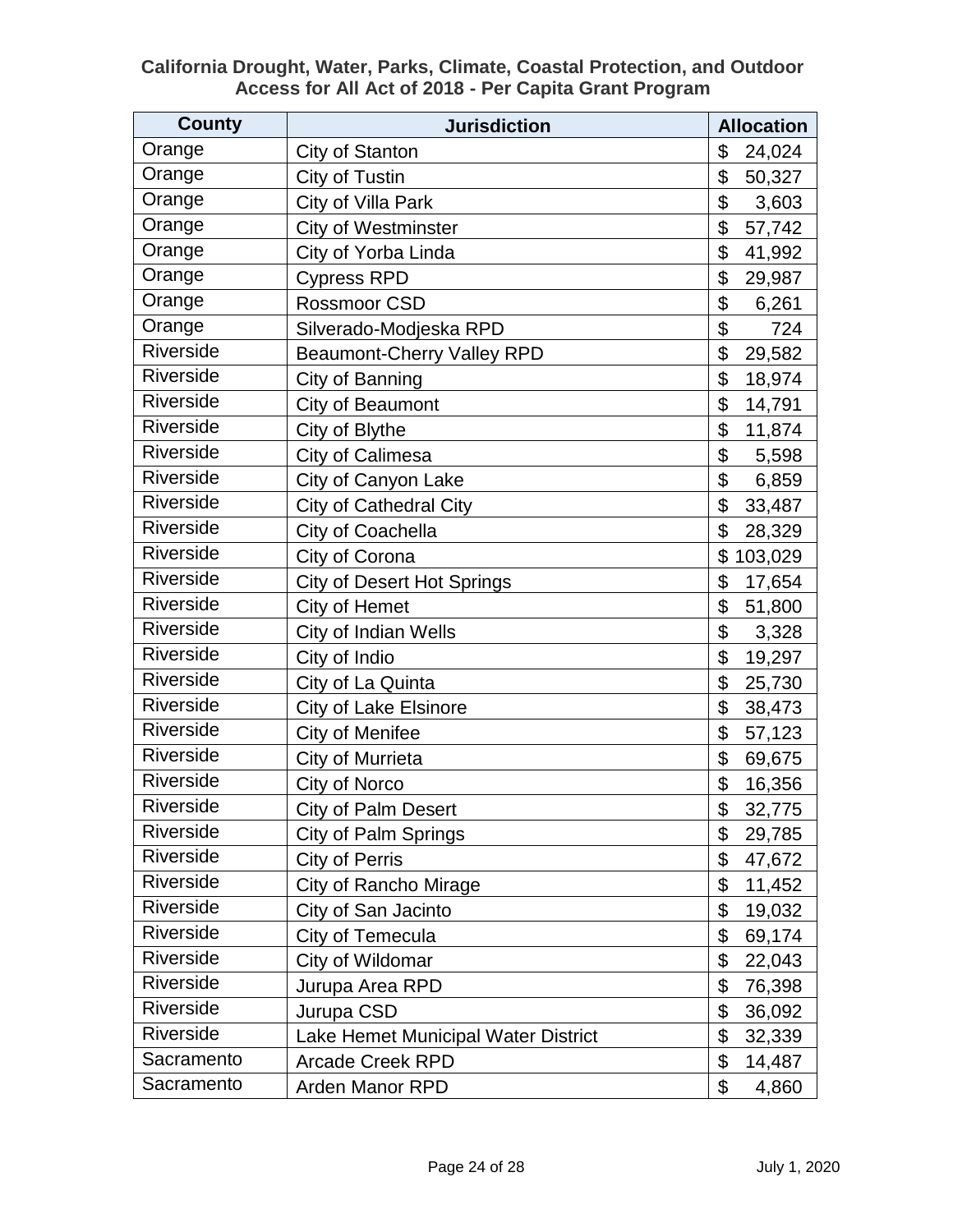**California Drought, Water, Parks, Climate, Coastal Protection, and Outdoor Access for All Act of 2018 - Per Capita Grant Program**

| County | Jurisdiction | Allocation |
|---|---|---|
| Orange | City of Stanton | $ 24,024 |
| Orange | City of Tustin | $ 50,327 |
| Orange | City of Villa Park | $ 3,603 |
| Orange | City of Westminster | $ 57,742 |
| Orange | City of Yorba Linda | $ 41,992 |
| Orange | Cypress RPD | $ 29,987 |
| Orange | Rossmoor CSD | $ 6,261 |
| Orange | Silverado-Modjeska RPD | $ 724 |
| Riverside | Beaumont-Cherry Valley RPD | $ 29,582 |
| Riverside | City of Banning | $ 18,974 |
| Riverside | City of Beaumont | $ 14,791 |
| Riverside | City of Blythe | $ 11,874 |
| Riverside | City of Calimesa | $ 5,598 |
| Riverside | City of Canyon Lake | $ 6,859 |
| Riverside | City of Cathedral City | $ 33,487 |
| Riverside | City of Coachella | $ 28,329 |
| Riverside | City of Corona | $ 103,029 |
| Riverside | City of Desert Hot Springs | $ 17,654 |
| Riverside | City of Hemet | $ 51,800 |
| Riverside | City of Indian Wells | $ 3,328 |
| Riverside | City of Indio | $ 19,297 |
| Riverside | City of La Quinta | $ 25,730 |
| Riverside | City of Lake Elsinore | $ 38,473 |
| Riverside | City of Menifee | $ 57,123 |
| Riverside | City of Murrieta | $ 69,675 |
| Riverside | City of Norco | $ 16,356 |
| Riverside | City of Palm Desert | $ 32,775 |
| Riverside | City of Palm Springs | $ 29,785 |
| Riverside | City of Perris | $ 47,672 |
| Riverside | City of Rancho Mirage | $ 11,452 |
| Riverside | City of San Jacinto | $ 19,032 |
| Riverside | City of Temecula | $ 69,174 |
| Riverside | City of Wildomar | $ 22,043 |
| Riverside | Jurupa Area RPD | $ 76,398 |
| Riverside | Jurupa CSD | $ 36,092 |
| Riverside | Lake Hemet Municipal Water District | $ 32,339 |
| Sacramento | Arcade Creek RPD | $ 14,487 |
| Sacramento | Arden Manor RPD | $ 4,860 |

July 1, 2020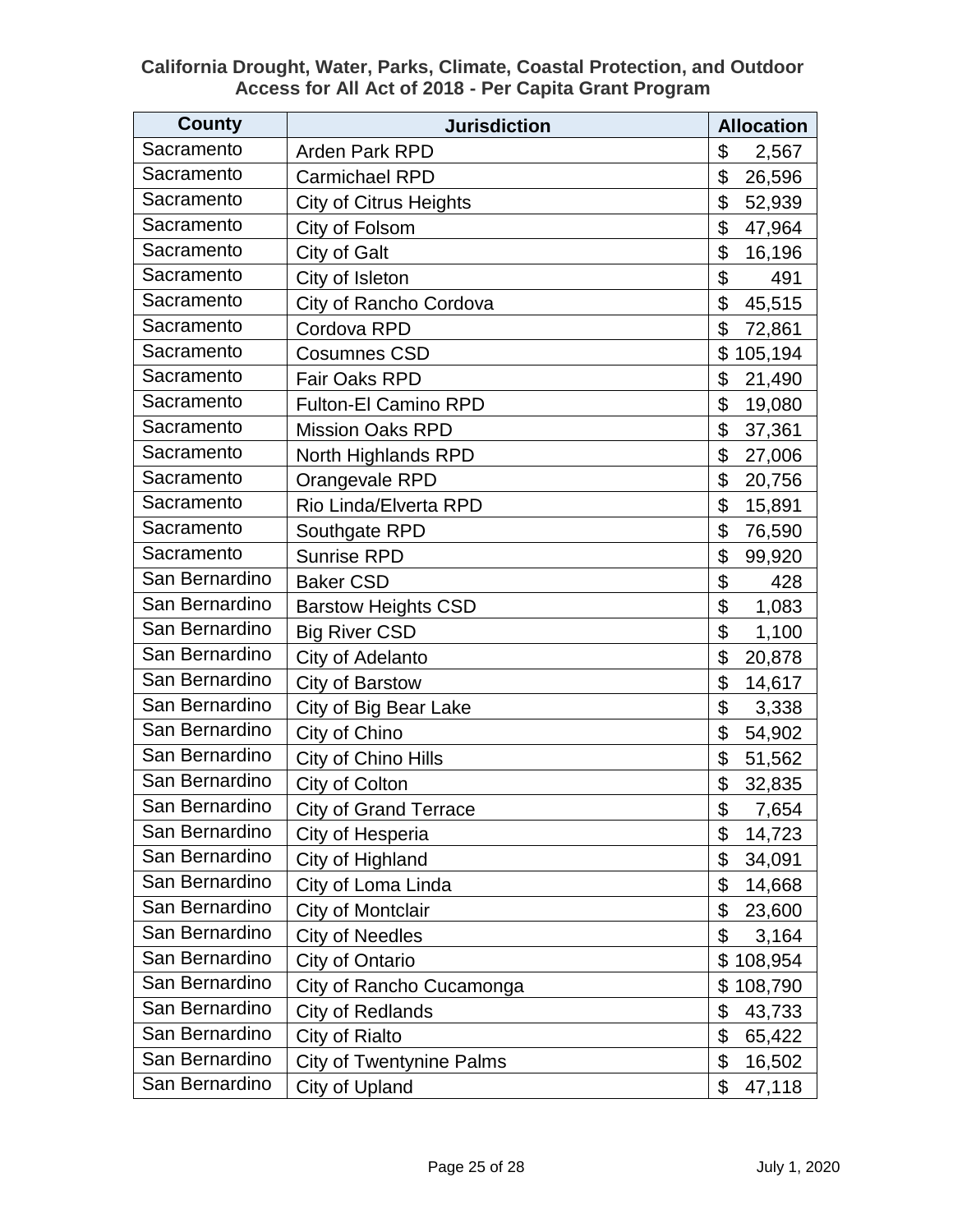**California Drought, Water, Parks, Climate, Coastal Protection, and Outdoor Access for All Act of 2018 - Per Capita Grant Program**

| County | Jurisdiction | Allocation |
|---|---|---|
| Sacramento | Arden Park RPD | $ 2,567 |
| Sacramento | Carmichael RPD | $ 26,596 |
| Sacramento | City of Citrus Heights | $ 52,939 |
| Sacramento | City of Folsom | $ 47,964 |
| Sacramento | City of Galt | $ 16,196 |
| Sacramento | City of Isleton | $ 491 |
| Sacramento | City of Rancho Cordova | $ 45,515 |
| Sacramento | Cordova RPD | $ 72,861 |
| Sacramento | Cosumnes CSD | $ 105,194 |
| Sacramento | Fair Oaks RPD | $ 21,490 |
| Sacramento | Fulton-El Camino RPD | $ 19,080 |
| Sacramento | Mission Oaks RPD | $ 37,361 |
| Sacramento | North Highlands RPD | $ 27,006 |
| Sacramento | Orangevale RPD | $ 20,756 |
| Sacramento | Rio Linda/Elverta RPD | $ 15,891 |
| Sacramento | Southgate RPD | $ 76,590 |
| Sacramento | Sunrise RPD | $ 99,920 |
| San Bernardino | Baker CSD | $ 428 |
| San Bernardino | Barstow Heights CSD | $ 1,083 |
| San Bernardino | Big River CSD | $ 1,100 |
| San Bernardino | City of Adelanto | $ 20,878 |
| San Bernardino | City of Barstow | $ 14,617 |
| San Bernardino | City of Big Bear Lake | $ 3,338 |
| San Bernardino | City of Chino | $ 54,902 |
| San Bernardino | City of Chino Hills | $ 51,562 |
| San Bernardino | City of Colton | $ 32,835 |
| San Bernardino | City of Grand Terrace | $ 7,654 |
| San Bernardino | City of Hesperia | $ 14,723 |
| San Bernardino | City of Highland | $ 34,091 |
| San Bernardino | City of Loma Linda | $ 14,668 |
| San Bernardino | City of Montclair | $ 23,600 |
| San Bernardino | City of Needles | $ 3,164 |
| San Bernardino | City of Ontario | $ 108,954 |
| San Bernardino | City of Rancho Cucamonga | $ 108,790 |
| San Bernardino | City of Redlands | $ 43,733 |
| San Bernardino | City of Rialto | $ 65,422 |
| San Bernardino | City of Twentynine Palms | $ 16,502 |
| San Bernardino | City of Upland | $ 47,118 |

July 1, 2020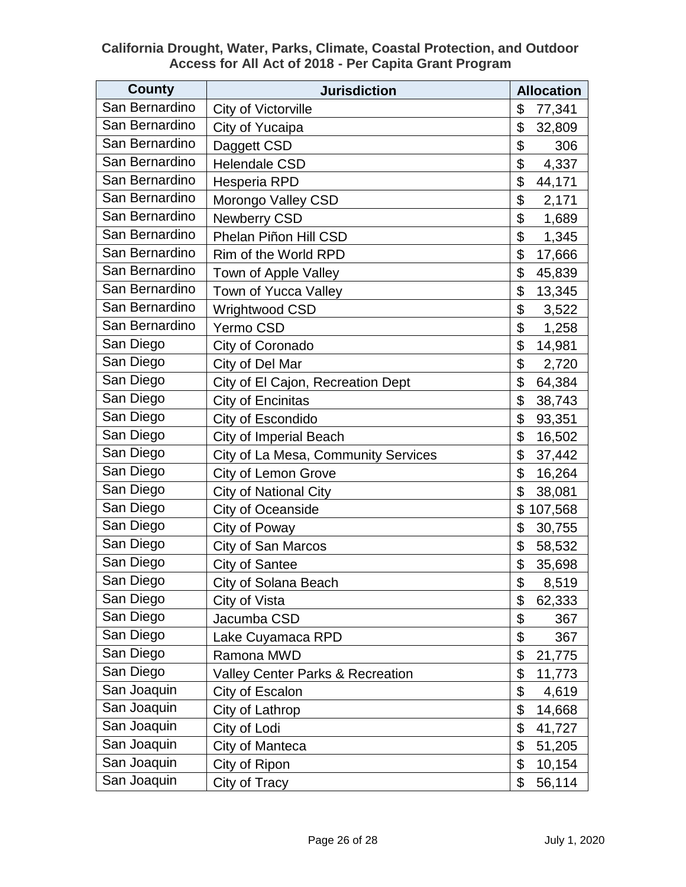**California Drought, Water, Parks, Climate, Coastal Protection, and Outdoor Access for All Act of 2018 - Per Capita Grant Program**

| County | Jurisdiction | Allocation |
|---|---|---|
| San Bernardino | City of Victorville | $ 77,341 |
| San Bernardino | City of Yucaipa | $ 32,809 |
| San Bernardino | Daggett CSD | $ 306 |
| San Bernardino | Helendale CSD | $ 4,337 |
| San Bernardino | Hesperia RPD | $ 44,171 |
| San Bernardino | Morongo Valley CSD | $ 2,171 |
| San Bernardino | Newberry CSD | $ 1,689 |
| San Bernardino | Phelan Piñon Hill CSD | $ 1,345 |
| San Bernardino | Rim of the World RPD | $ 17,666 |
| San Bernardino | Town of Apple Valley | $ 45,839 |
| San Bernardino | Town of Yucca Valley | $ 13,345 |
| San Bernardino | Wrightwood CSD | $ 3,522 |
| San Bernardino | Yermo CSD | $ 1,258 |
| San Diego | City of Coronado | $ 14,981 |
| San Diego | City of Del Mar | $ 2,720 |
| San Diego | City of El Cajon, Recreation Dept | $ 64,384 |
| San Diego | City of Encinitas | $ 38,743 |
| San Diego | City of Escondido | $ 93,351 |
| San Diego | City of Imperial Beach | $ 16,502 |
| San Diego | City of La Mesa, Community Services | $ 37,442 |
| San Diego | City of Lemon Grove | $ 16,264 |
| San Diego | City of National City | $ 38,081 |
| San Diego | City of Oceanside | $ 107,568 |
| San Diego | City of Poway | $ 30,755 |
| San Diego | City of San Marcos | $ 58,532 |
| San Diego | City of Santee | $ 35,698 |
| San Diego | City of Solana Beach | $ 8,519 |
| San Diego | City of Vista | $ 62,333 |
| San Diego | Jacumba CSD | $ 367 |
| San Diego | Lake Cuyamaca RPD | $ 367 |
| San Diego | Ramona MWD | $ 21,775 |
| San Diego | Valley Center Parks & Recreation | $ 11,773 |
| San Joaquin | City of Escalon | $ 4,619 |
| San Joaquin | City of Lathrop | $ 14,668 |
| San Joaquin | City of Lodi | $ 41,727 |
| San Joaquin | City of Manteca | $ 51,205 |
| San Joaquin | City of Ripon | $ 10,154 |
| San Joaquin | City of Tracy | $ 56,114 |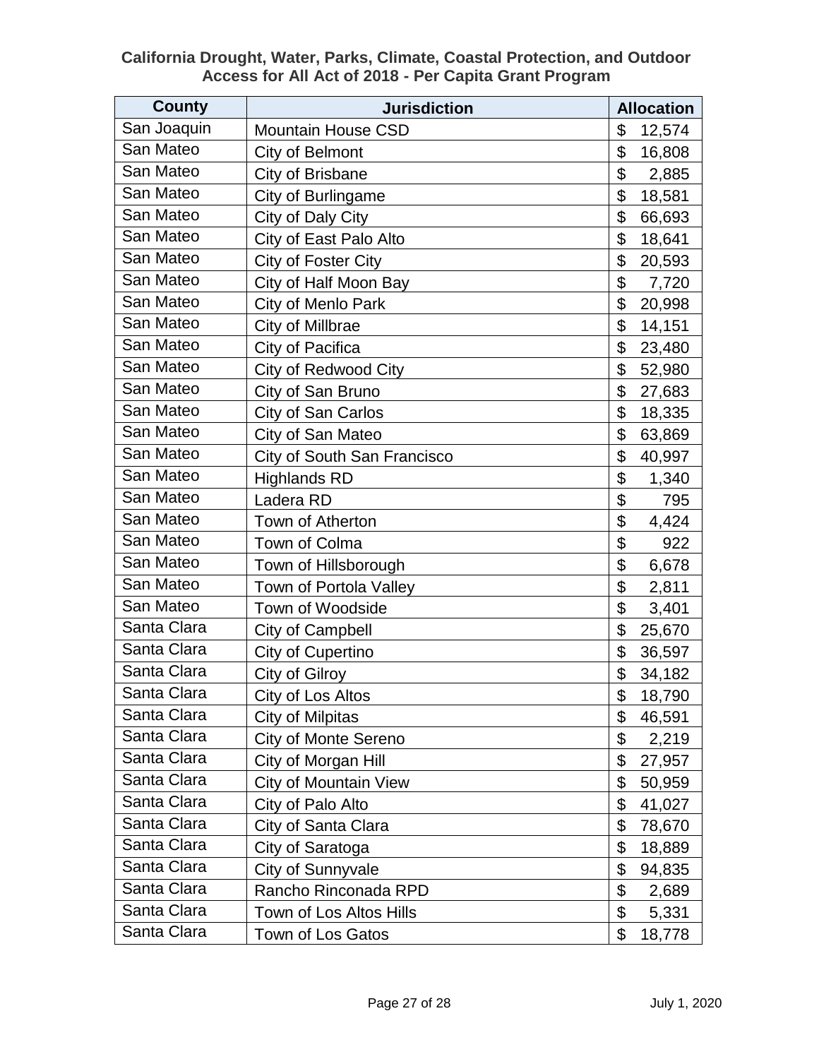**California Drought, Water, Parks, Climate, Coastal Protection, and Outdoor Access for All Act of 2018 - Per Capita Grant Program**

| County | Jurisdiction | Allocation |
|---|---|---|
| San Joaquin | Mountain House CSD | $ 12,574 |
| San Mateo | City of Belmont | $ 16,808 |
| San Mateo | City of Brisbane | $ 2,885 |
| San Mateo | City of Burlingame | $ 18,581 |
| San Mateo | City of Daly City | $ 66,693 |
| San Mateo | City of East Palo Alto | $ 18,641 |
| San Mateo | City of Foster City | $ 20,593 |
| San Mateo | City of Half Moon Bay | $ 7,720 |
| San Mateo | City of Menlo Park | $ 20,998 |
| San Mateo | City of Millbrae | $ 14,151 |
| San Mateo | City of Pacifica | $ 23,480 |
| San Mateo | City of Redwood City | $ 52,980 |
| San Mateo | City of San Bruno | $ 27,683 |
| San Mateo | City of San Carlos | $ 18,335 |
| San Mateo | City of San Mateo | $ 63,869 |
| San Mateo | City of South San Francisco | $ 40,997 |
| San Mateo | Highlands RD | $ 1,340 |
| San Mateo | Ladera RD | $ 795 |
| San Mateo | Town of Atherton | $ 4,424 |
| San Mateo | Town of Colma | $ 922 |
| San Mateo | Town of Hillsborough | $ 6,678 |
| San Mateo | Town of Portola Valley | $ 2,811 |
| San Mateo | Town of Woodside | $ 3,401 |
| Santa Clara | City of Campbell | $ 25,670 |
| Santa Clara | City of Cupertino | $ 36,597 |
| Santa Clara | City of Gilroy | $ 34,182 |
| Santa Clara | City of Los Altos | $ 18,790 |
| Santa Clara | City of Milpitas | $ 46,591 |
| Santa Clara | City of Monte Sereno | $ 2,219 |
| Santa Clara | City of Morgan Hill | $ 27,957 |
| Santa Clara | City of Mountain View | $ 50,959 |
| Santa Clara | City of Palo Alto | $ 41,027 |
| Santa Clara | City of Santa Clara | $ 78,670 |
| Santa Clara | City of Saratoga | $ 18,889 |
| Santa Clara | City of Sunnyvale | $ 94,835 |
| Santa Clara | Rancho Rinconada RPD | $ 2,689 |
| Santa Clara | Town of Los Altos Hills | $ 5,331 |
| Santa Clara | Town of Los Gatos | $ 18,778 |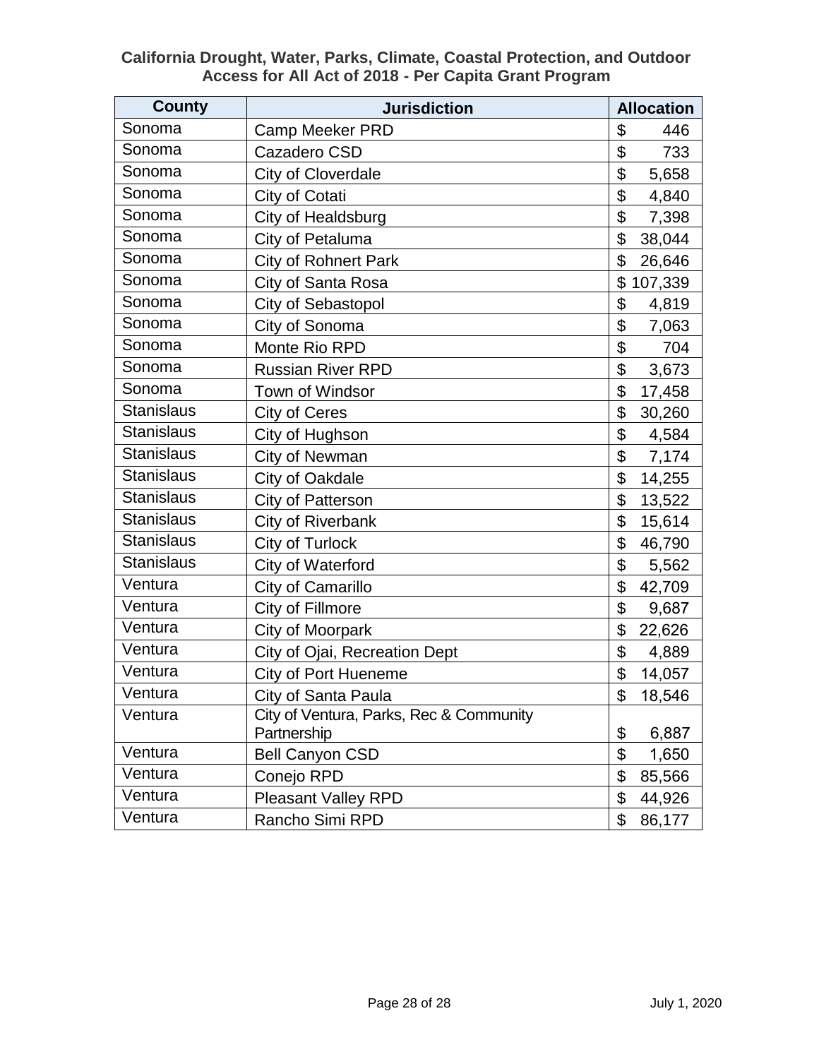**California Drought, Water, Parks, Climate, Coastal Protection, and Outdoor Access for All Act of 2018 - Per Capita Grant Program**

| County | Jurisdiction | Allocation |
|---|---|---|
| Sonoma | Camp Meeker PRD | $ 446 |
| Sonoma | Cazadero CSD | $ 733 |
| Sonoma | City of Cloverdale | $ 5,658 |
| Sonoma | City of Cotati | $ 4,840 |
| Sonoma | City of Healdsburg | $ 7,398 |
| Sonoma | City of Petaluma | $ 38,044 |
| Sonoma | City of Rohnert Park | $ 26,646 |
| Sonoma | City of Santa Rosa | $ 107,339 |
| Sonoma | City of Sebastopol | $ 4,819 |
| Sonoma | City of Sonoma | $ 7,063 |
| Sonoma | Monte Rio RPD | $ 704 |
| Sonoma | Russian River RPD | $ 3,673 |
| Sonoma | Town of Windsor | $ 17,458 |
| Stanislaus | City of Ceres | $ 30,260 |
| Stanislaus | City of Hughson | $ 4,584 |
| Stanislaus | City of Newman | $ 7,174 |
| Stanislaus | City of Oakdale | $ 14,255 |
| Stanislaus | City of Patterson | $ 13,522 |
| Stanislaus | City of Riverbank | $ 15,614 |
| Stanislaus | City of Turlock | $ 46,790 |
| Stanislaus | City of Waterford | $ 5,562 |
| Ventura | City of Camarillo | $ 42,709 |
| Ventura | City of Fillmore | $ 9,687 |
| Ventura | City of Moorpark | $ 22,626 |
| Ventura | City of Ojai, Recreation Dept | $ 4,889 |
| Ventura | City of Port Hueneme | $ 14,057 |
| Ventura | City of Santa Paula | $ 18,546 |
| Ventura | City of Ventura, Parks, Rec & Community Partnership | $ 6,887 |
| Ventura | Bell Canyon CSD | $ 1,650 |
| Ventura | Conejo RPD | $ 85,566 |
| Ventura | Pleasant Valley RPD | $ 44,926 |
| Ventura | Rancho Simi RPD | $ 86,177 |

July 1, 2020